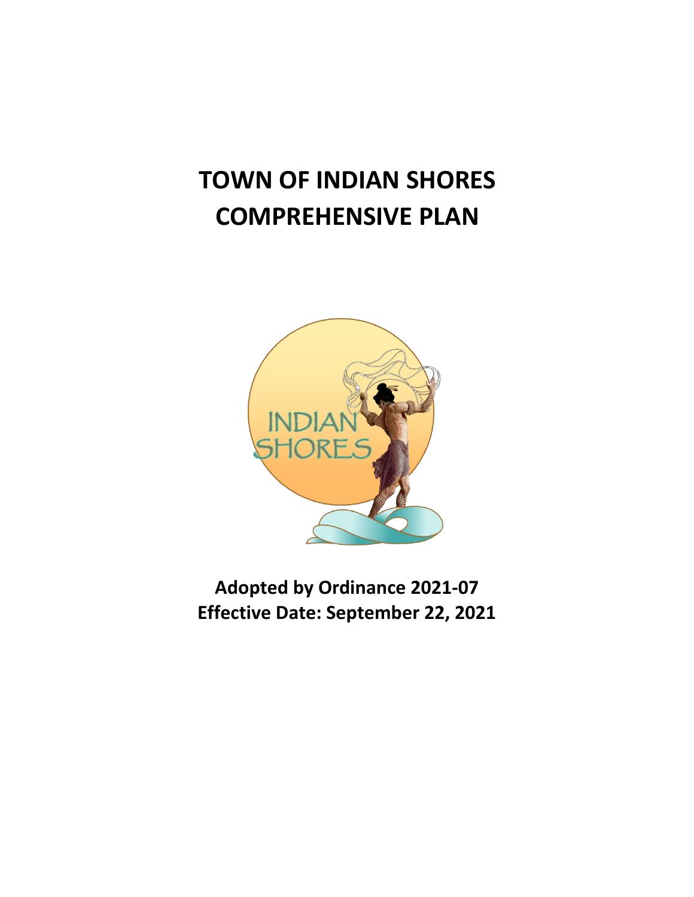# TOWN OF INDIAN SHORES COMPREHENSIVE PLAN

**Adopted by Ordinance 2021-07**
**Effective Date: September 22, 2021**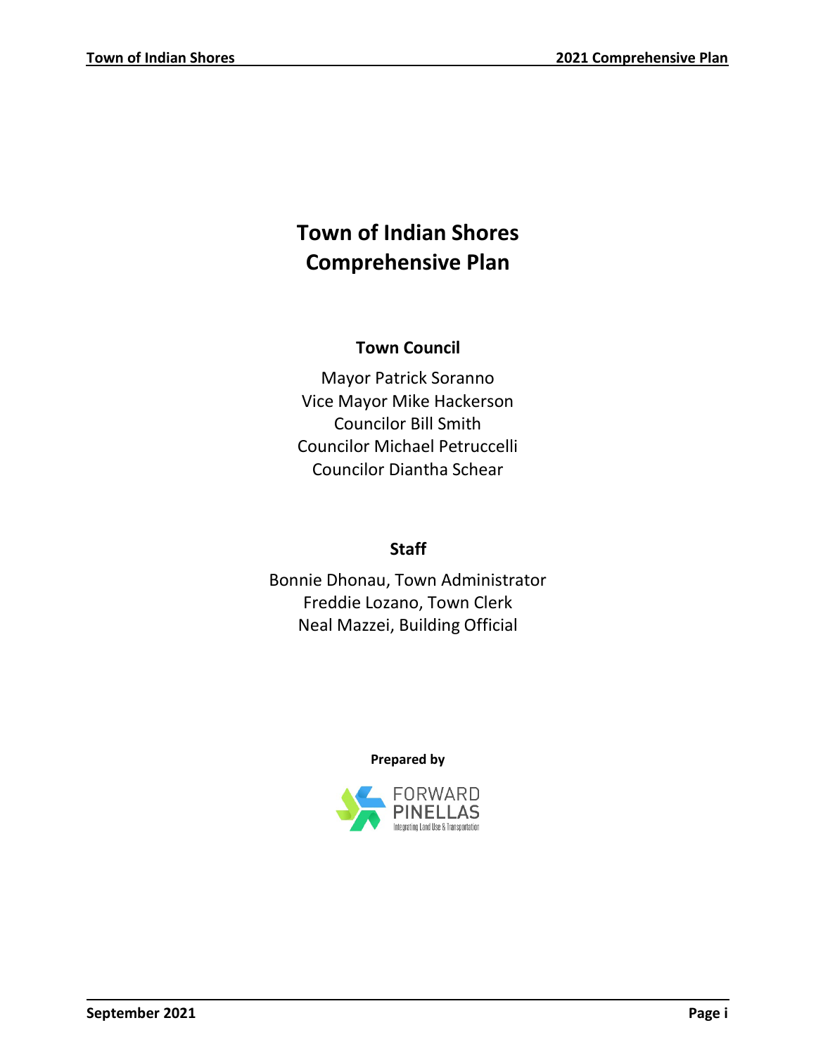# Town of Indian Shores Comprehensive Plan

## Town Council

Mayor Patrick Soranno
Vice Mayor Mike Hackerson
Councilor Bill Smith
Councilor Michael Petruccelli
Councilor Diantha Schear

## Staff

Bonnie Dhonau, Town Administrator
Freddie Lozano, Town Clerk
Neal Mazzei, Building Official

**Prepared by**

FORWARD PINELLAS
Integrating Land Use & Transportation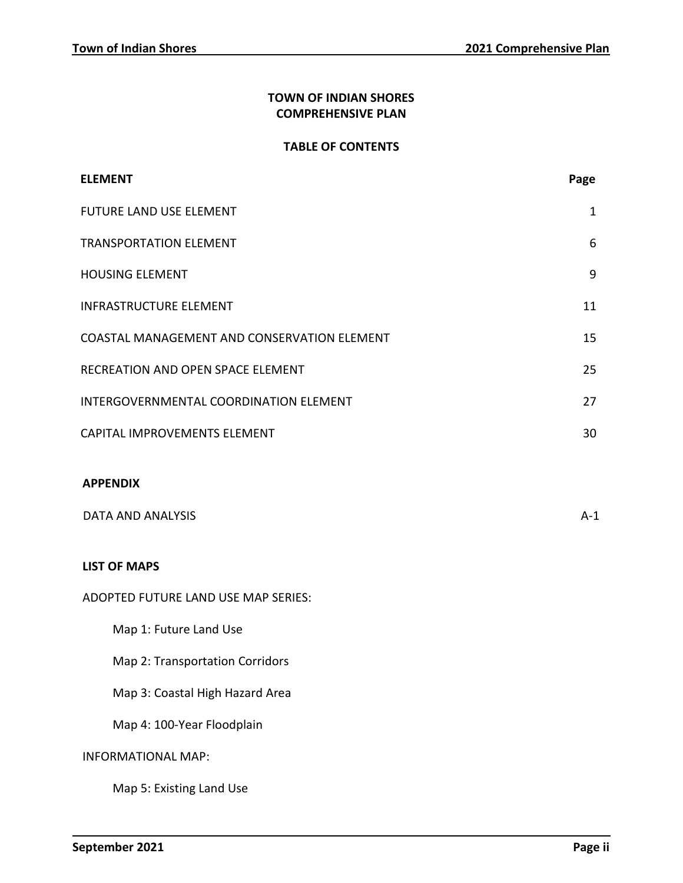# TOWN OF INDIAN SHORES COMPREHENSIVE PLAN

## TABLE OF CONTENTS

| ELEMENT | Page |
|---|---|
| FUTURE LAND USE ELEMENT | 1 |
| TRANSPORTATION ELEMENT | 6 |
| HOUSING ELEMENT | 9 |
| INFRASTRUCTURE ELEMENT | 11 |
| COASTAL MANAGEMENT AND CONSERVATION ELEMENT | 15 |
| RECREATION AND OPEN SPACE ELEMENT | 25 |
| INTERGOVERNMENTAL COORDINATION ELEMENT | 27 |
| CAPITAL IMPROVEMENTS ELEMENT | 30 |

**APPENDIX**

| | |
|---|---|
| DATA AND ANALYSIS | A-1 |

**LIST OF MAPS**

ADOPTED FUTURE LAND USE MAP SERIES:

- Map 1: Future Land Use
- Map 2: Transportation Corridors
- Map 3: Coastal High Hazard Area
- Map 4: 100-Year Floodplain

INFORMATIONAL MAP:

- Map 5: Existing Land Use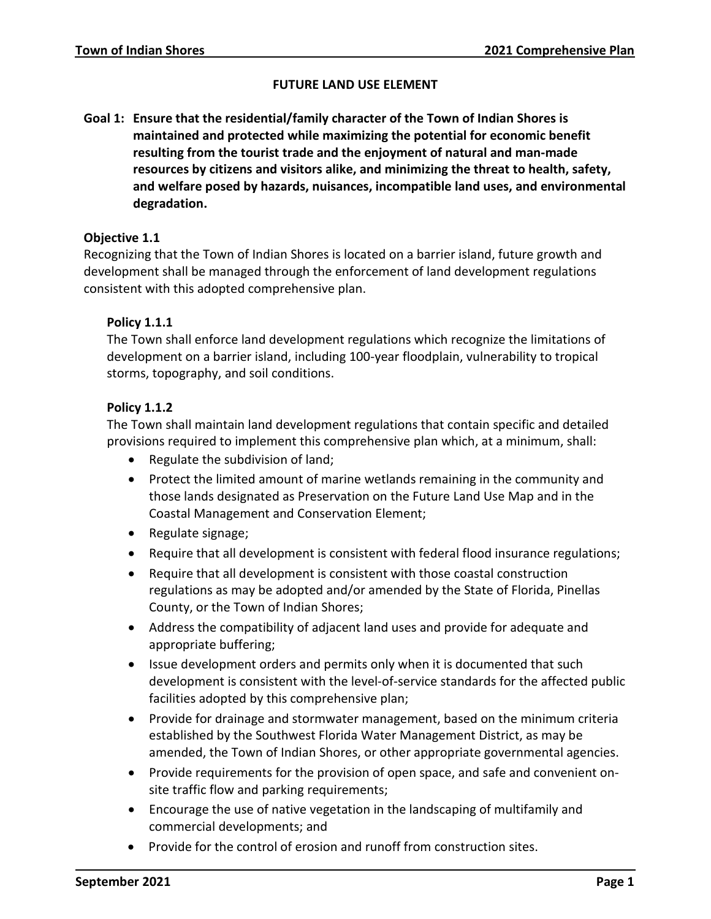# FUTURE LAND USE ELEMENT

**Goal 1: Ensure that the residential/family character of the Town of Indian Shores is maintained and protected while maximizing the potential for economic benefit resulting from the tourist trade and the enjoyment of natural and man-made resources by citizens and visitors alike, and minimizing the threat to health, safety, and welfare posed by hazards, nuisances, incompatible land uses, and environmental degradation.**

## Objective 1.1

Recognizing that the Town of Indian Shores is located on a barrier island, future growth and development shall be managed through the enforcement of land development regulations consistent with this adopted comprehensive plan.

### Policy 1.1.1

The Town shall enforce land development regulations which recognize the limitations of development on a barrier island, including 100-year floodplain, vulnerability to tropical storms, topography, and soil conditions.

### Policy 1.1.2

The Town shall maintain land development regulations that contain specific and detailed provisions required to implement this comprehensive plan which, at a minimum, shall:

- Regulate the subdivision of land;
- Protect the limited amount of marine wetlands remaining in the community and those lands designated as Preservation on the Future Land Use Map and in the Coastal Management and Conservation Element;
- Regulate signage;
- Require that all development is consistent with federal flood insurance regulations;
- Require that all development is consistent with those coastal construction regulations as may be adopted and/or amended by the State of Florida, Pinellas County, or the Town of Indian Shores;
- Address the compatibility of adjacent land uses and provide for adequate and appropriate buffering;
- Issue development orders and permits only when it is documented that such development is consistent with the level-of-service standards for the affected public facilities adopted by this comprehensive plan;
- Provide for drainage and stormwater management, based on the minimum criteria established by the Southwest Florida Water Management District, as may be amended, the Town of Indian Shores, or other appropriate governmental agencies.
- Provide requirements for the provision of open space, and safe and convenient on-site traffic flow and parking requirements;
- Encourage the use of native vegetation in the landscaping of multifamily and commercial developments; and
- Provide for the control of erosion and runoff from construction sites.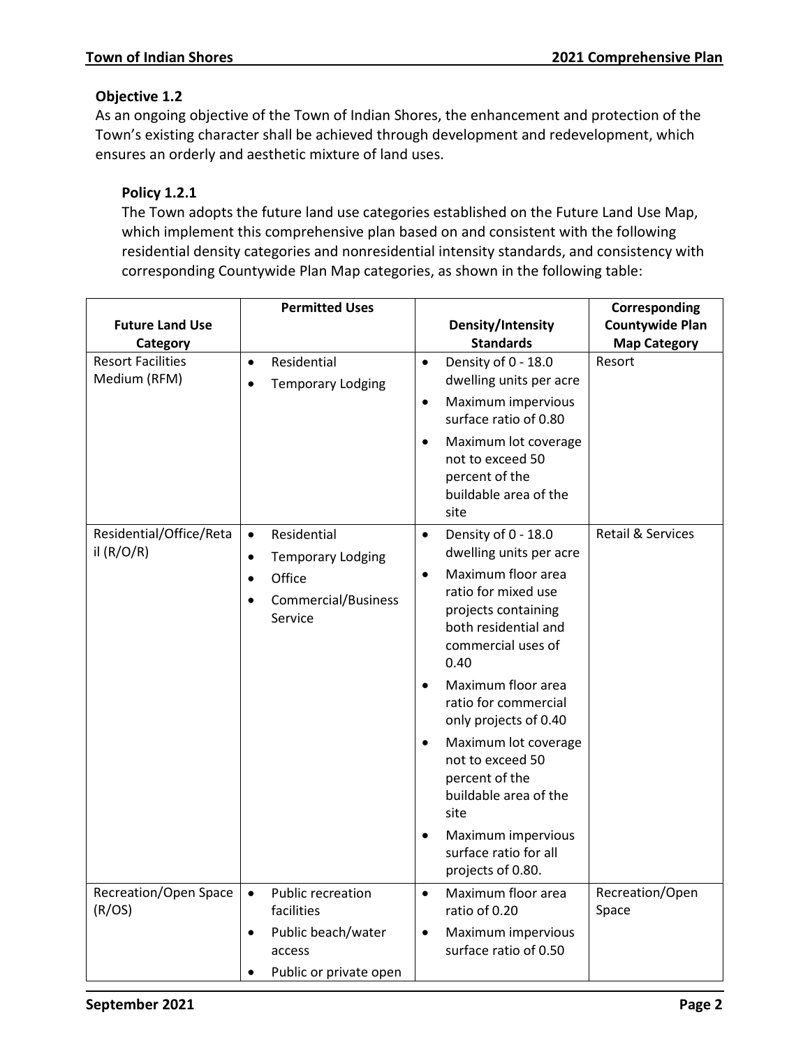**Objective 1.2**

As an ongoing objective of the Town of Indian Shores, the enhancement and protection of the Town's existing character shall be achieved through development and redevelopment, which ensures an orderly and aesthetic mixture of land uses.

**Policy 1.2.1**

The Town adopts the future land use categories established on the Future Land Use Map, which implement this comprehensive plan based on and consistent with the following residential density categories and nonresidential intensity standards, and consistency with corresponding Countywide Plan Map categories, as shown in the following table:

| Future Land Use Category | Permitted Uses | Density/Intensity Standards | Corresponding Countywide Plan Map Category |
|---|---|---|---|
| Resort Facilities Medium (RFM) | • Residential<br>• Temporary Lodging | • Density of 0 - 18.0 dwelling units per acre<br>• Maximum impervious surface ratio of 0.80<br>• Maximum lot coverage not to exceed 50 percent of the buildable area of the site | Resort |
| Residential/Office/Retail (R/O/R) | • Residential<br>• Temporary Lodging<br>• Office<br>• Commercial/Business Service | • Density of 0 - 18.0 dwelling units per acre<br>• Maximum floor area ratio for mixed use projects containing both residential and commercial uses of 0.40<br>• Maximum floor area ratio for commercial only projects of 0.40<br>• Maximum lot coverage not to exceed 50 percent of the buildable area of the site<br>• Maximum impervious surface ratio for all projects of 0.80. | Retail & Services |
| Recreation/Open Space (R/OS) | • Public recreation facilities<br>• Public beach/water access<br>• Public or private open | • Maximum floor area ratio of 0.20<br>• Maximum impervious surface ratio of 0.50 | Recreation/Open Space |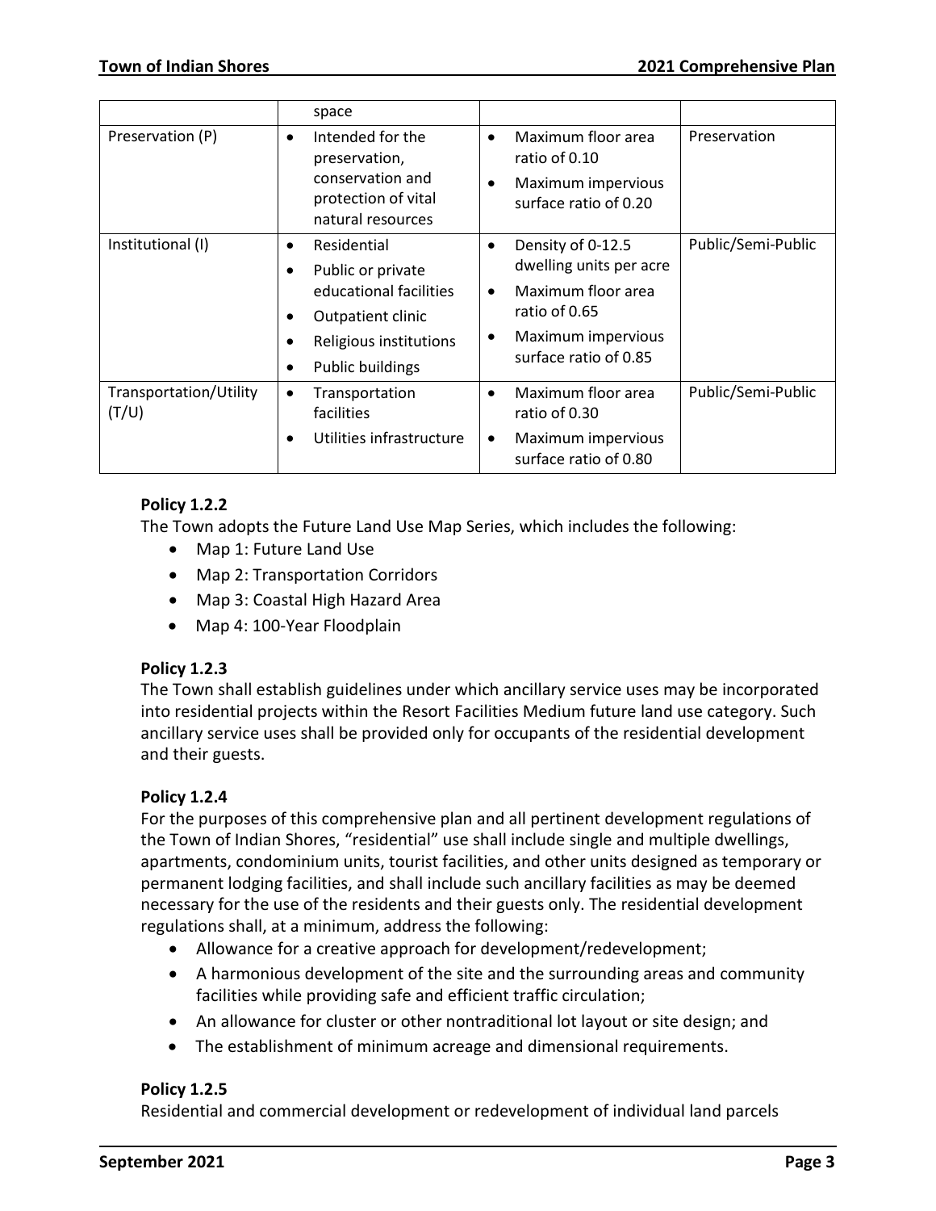| | space | | |
|---|---|---|---|
| Preservation (P) | • Intended for the preservation, conservation and protection of vital natural resources | • Maximum floor area ratio of 0.10<br>• Maximum impervious surface ratio of 0.20 | Preservation |
| Institutional (I) | • Residential<br>• Public or private educational facilities<br>• Outpatient clinic<br>• Religious institutions<br>• Public buildings | • Density of 0-12.5 dwelling units per acre<br>• Maximum floor area ratio of 0.65<br>• Maximum impervious surface ratio of 0.85 | Public/Semi-Public |
| Transportation/Utility (T/U) | • Transportation facilities<br>• Utilities infrastructure | • Maximum floor area ratio of 0.30<br>• Maximum impervious surface ratio of 0.80 | Public/Semi-Public |

**Policy 1.2.2**

The Town adopts the Future Land Use Map Series, which includes the following:

- Map 1: Future Land Use
- Map 2: Transportation Corridors
- Map 3: Coastal High Hazard Area
- Map 4: 100-Year Floodplain

**Policy 1.2.3**

The Town shall establish guidelines under which ancillary service uses may be incorporated into residential projects within the Resort Facilities Medium future land use category. Such ancillary service uses shall be provided only for occupants of the residential development and their guests.

**Policy 1.2.4**

For the purposes of this comprehensive plan and all pertinent development regulations of the Town of Indian Shores, "residential" use shall include single and multiple dwellings, apartments, condominium units, tourist facilities, and other units designed as temporary or permanent lodging facilities, and shall include such ancillary facilities as may be deemed necessary for the use of the residents and their guests only. The residential development regulations shall, at a minimum, address the following:

- Allowance for a creative approach for development/redevelopment;
- A harmonious development of the site and the surrounding areas and community facilities while providing safe and efficient traffic circulation;
- An allowance for cluster or other nontraditional lot layout or site design; and
- The establishment of minimum acreage and dimensional requirements.

**Policy 1.2.5**

Residential and commercial development or redevelopment of individual land parcels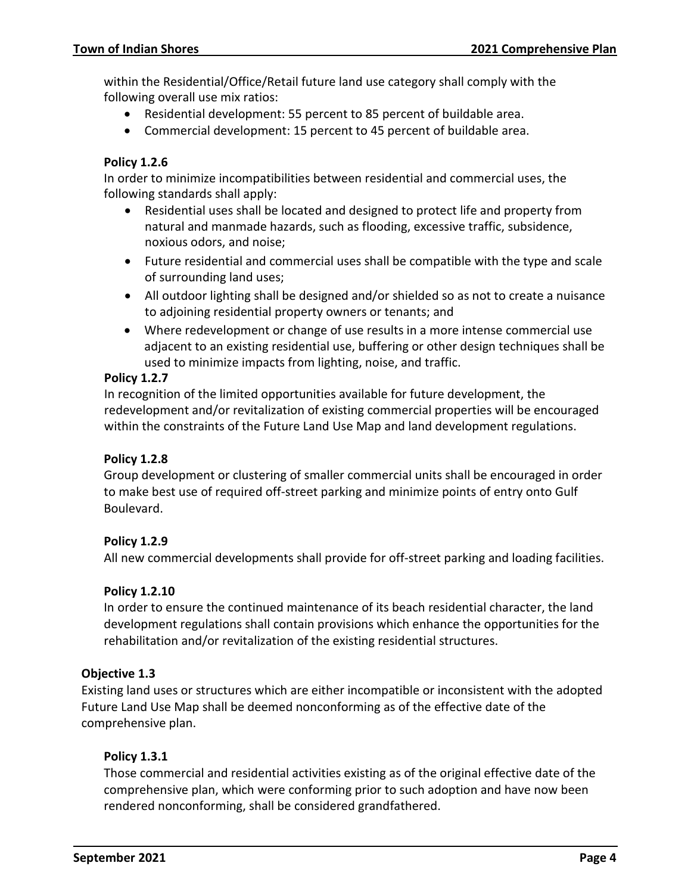within the Residential/Office/Retail future land use category shall comply with the following overall use mix ratios:

- Residential development: 55 percent to 85 percent of buildable area.
- Commercial development: 15 percent to 45 percent of buildable area.

**Policy 1.2.6**

In order to minimize incompatibilities between residential and commercial uses, the following standards shall apply:

- Residential uses shall be located and designed to protect life and property from natural and manmade hazards, such as flooding, excessive traffic, subsidence, noxious odors, and noise;
- Future residential and commercial uses shall be compatible with the type and scale of surrounding land uses;
- All outdoor lighting shall be designed and/or shielded so as not to create a nuisance to adjoining residential property owners or tenants; and
- Where redevelopment or change of use results in a more intense commercial use adjacent to an existing residential use, buffering or other design techniques shall be used to minimize impacts from lighting, noise, and traffic.

**Policy 1.2.7**

In recognition of the limited opportunities available for future development, the redevelopment and/or revitalization of existing commercial properties will be encouraged within the constraints of the Future Land Use Map and land development regulations.

**Policy 1.2.8**

Group development or clustering of smaller commercial units shall be encouraged in order to make best use of required off-street parking and minimize points of entry onto Gulf Boulevard.

**Policy 1.2.9**

All new commercial developments shall provide for off-street parking and loading facilities.

**Policy 1.2.10**

In order to ensure the continued maintenance of its beach residential character, the land development regulations shall contain provisions which enhance the opportunities for the rehabilitation and/or revitalization of the existing residential structures.

**Objective 1.3**

Existing land uses or structures which are either incompatible or inconsistent with the adopted Future Land Use Map shall be deemed nonconforming as of the effective date of the comprehensive plan.

**Policy 1.3.1**

Those commercial and residential activities existing as of the original effective date of the comprehensive plan, which were conforming prior to such adoption and have now been rendered nonconforming, shall be considered grandfathered.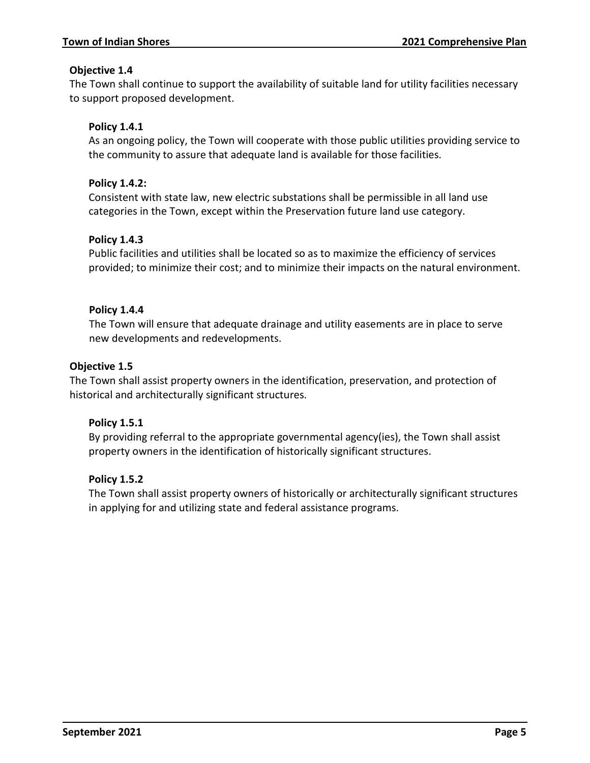**Objective 1.4**

The Town shall continue to support the availability of suitable land for utility facilities necessary to support proposed development.

**Policy 1.4.1**

As an ongoing policy, the Town will cooperate with those public utilities providing service to the community to assure that adequate land is available for those facilities.

**Policy 1.4.2:**

Consistent with state law, new electric substations shall be permissible in all land use categories in the Town, except within the Preservation future land use category.

**Policy 1.4.3**

Public facilities and utilities shall be located so as to maximize the efficiency of services provided; to minimize their cost; and to minimize their impacts on the natural environment.

**Policy 1.4.4**

The Town will ensure that adequate drainage and utility easements are in place to serve new developments and redevelopments.

**Objective 1.5**

The Town shall assist property owners in the identification, preservation, and protection of historical and architecturally significant structures.

**Policy 1.5.1**

By providing referral to the appropriate governmental agency(ies), the Town shall assist property owners in the identification of historically significant structures.

**Policy 1.5.2**

The Town shall assist property owners of historically or architecturally significant structures in applying for and utilizing state and federal assistance programs.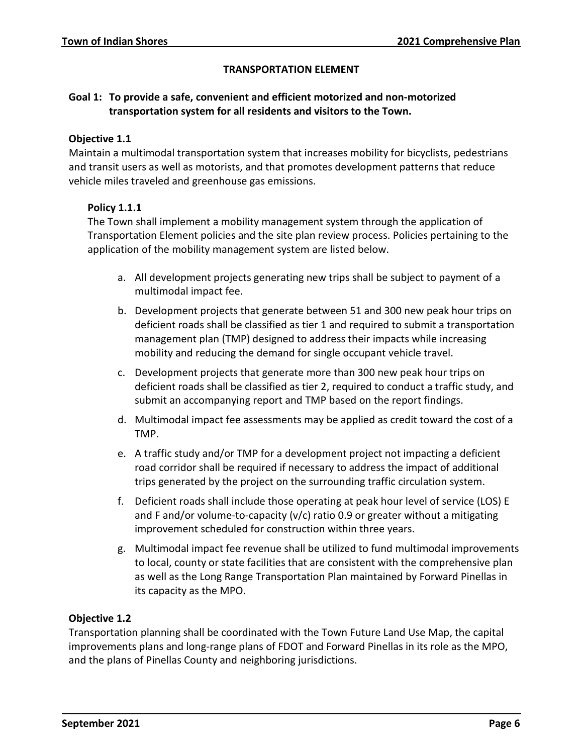## TRANSPORTATION ELEMENT

**Goal 1: To provide a safe, convenient and efficient motorized and non-motorized transportation system for all residents and visitors to the Town.**

**Objective 1.1**

Maintain a multimodal transportation system that increases mobility for bicyclists, pedestrians and transit users as well as motorists, and that promotes development patterns that reduce vehicle miles traveled and greenhouse gas emissions.

**Policy 1.1.1**

The Town shall implement a mobility management system through the application of Transportation Element policies and the site plan review process. Policies pertaining to the application of the mobility management system are listed below.

a. All development projects generating new trips shall be subject to payment of a multimodal impact fee.

b. Development projects that generate between 51 and 300 new peak hour trips on deficient roads shall be classified as tier 1 and required to submit a transportation management plan (TMP) designed to address their impacts while increasing mobility and reducing the demand for single occupant vehicle travel.

c. Development projects that generate more than 300 new peak hour trips on deficient roads shall be classified as tier 2, required to conduct a traffic study, and submit an accompanying report and TMP based on the report findings.

d. Multimodal impact fee assessments may be applied as credit toward the cost of a TMP.

e. A traffic study and/or TMP for a development project not impacting a deficient road corridor shall be required if necessary to address the impact of additional trips generated by the project on the surrounding traffic circulation system.

f. Deficient roads shall include those operating at peak hour level of service (LOS) E and F and/or volume-to-capacity (v/c) ratio 0.9 or greater without a mitigating improvement scheduled for construction within three years.

g. Multimodal impact fee revenue shall be utilized to fund multimodal improvements to local, county or state facilities that are consistent with the comprehensive plan as well as the Long Range Transportation Plan maintained by Forward Pinellas in its capacity as the MPO.

**Objective 1.2**

Transportation planning shall be coordinated with the Town Future Land Use Map, the capital improvements plans and long-range plans of FDOT and Forward Pinellas in its role as the MPO, and the plans of Pinellas County and neighboring jurisdictions.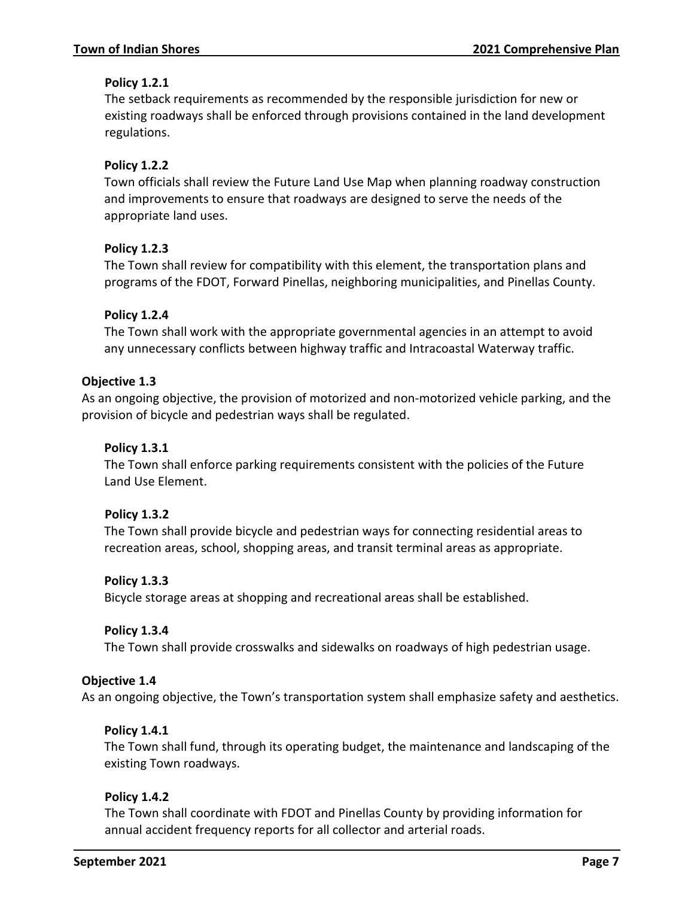**Policy 1.2.1**
The setback requirements as recommended by the responsible jurisdiction for new or existing roadways shall be enforced through provisions contained in the land development regulations.

**Policy 1.2.2**
Town officials shall review the Future Land Use Map when planning roadway construction and improvements to ensure that roadways are designed to serve the needs of the appropriate land uses.

**Policy 1.2.3**
The Town shall review for compatibility with this element, the transportation plans and programs of the FDOT, Forward Pinellas, neighboring municipalities, and Pinellas County.

**Policy 1.2.4**
The Town shall work with the appropriate governmental agencies in an attempt to avoid any unnecessary conflicts between highway traffic and Intracoastal Waterway traffic.

**Objective 1.3**
As an ongoing objective, the provision of motorized and non-motorized vehicle parking, and the provision of bicycle and pedestrian ways shall be regulated.

**Policy 1.3.1**
The Town shall enforce parking requirements consistent with the policies of the Future Land Use Element.

**Policy 1.3.2**
The Town shall provide bicycle and pedestrian ways for connecting residential areas to recreation areas, school, shopping areas, and transit terminal areas as appropriate.

**Policy 1.3.3**
Bicycle storage areas at shopping and recreational areas shall be established.

**Policy 1.3.4**
The Town shall provide crosswalks and sidewalks on roadways of high pedestrian usage.

**Objective 1.4**
As an ongoing objective, the Town's transportation system shall emphasize safety and aesthetics.

**Policy 1.4.1**
The Town shall fund, through its operating budget, the maintenance and landscaping of the existing Town roadways.

**Policy 1.4.2**
The Town shall coordinate with FDOT and Pinellas County by providing information for annual accident frequency reports for all collector and arterial roads.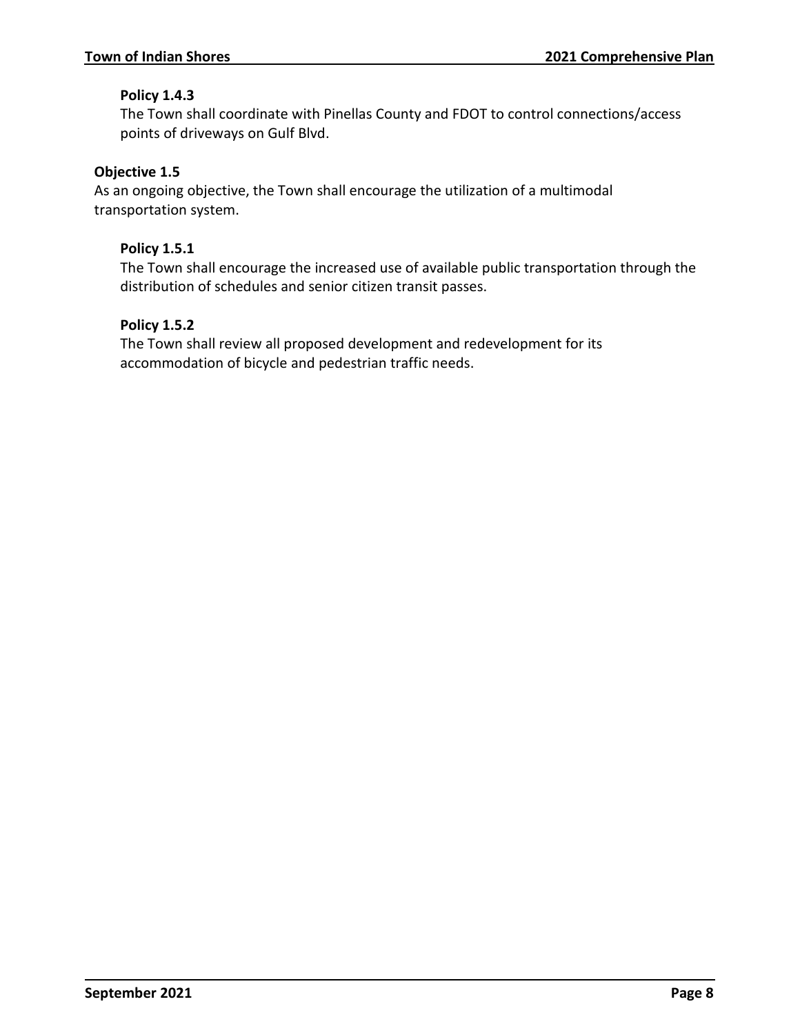**Policy 1.4.3**

The Town shall coordinate with Pinellas County and FDOT to control connections/access points of driveways on Gulf Blvd.

**Objective 1.5**

As an ongoing objective, the Town shall encourage the utilization of a multimodal transportation system.

**Policy 1.5.1**

The Town shall encourage the increased use of available public transportation through the distribution of schedules and senior citizen transit passes.

**Policy 1.5.2**

The Town shall review all proposed development and redevelopment for its accommodation of bicycle and pedestrian traffic needs.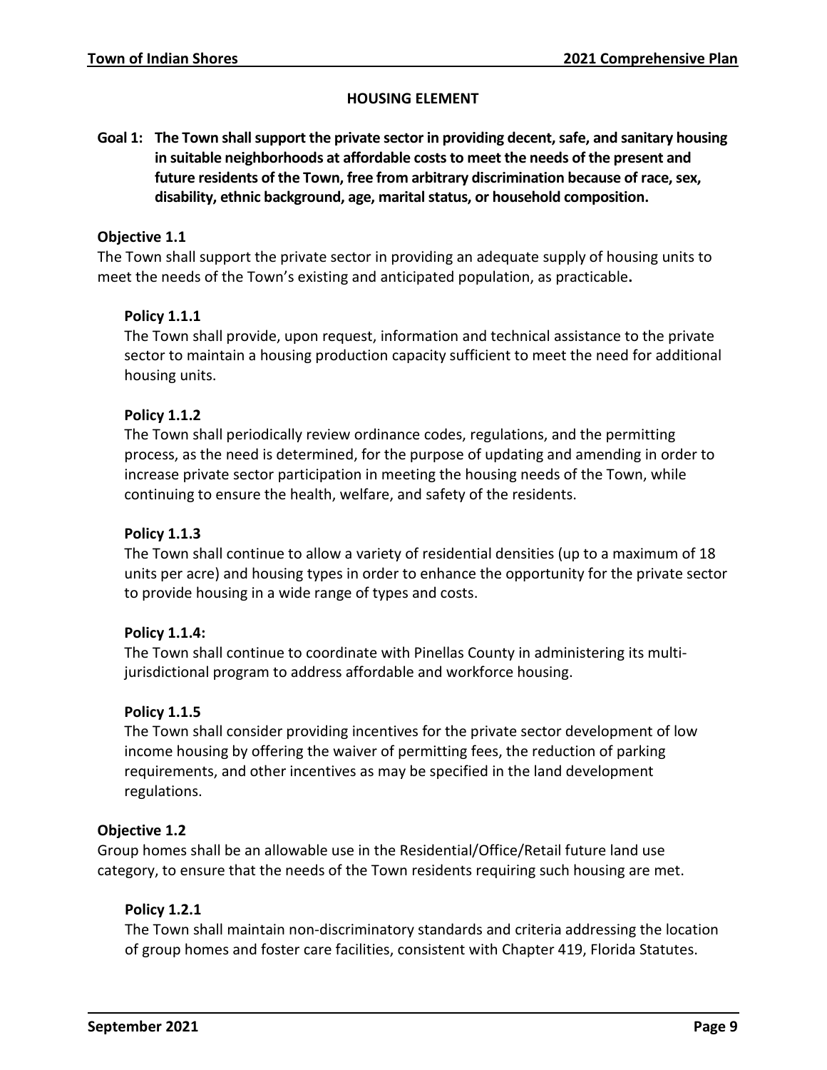## HOUSING ELEMENT

**Goal 1: The Town shall support the private sector in providing decent, safe, and sanitary housing in suitable neighborhoods at affordable costs to meet the needs of the present and future residents of the Town, free from arbitrary discrimination because of race, sex, disability, ethnic background, age, marital status, or household composition.**

### Objective 1.1

The Town shall support the private sector in providing an adequate supply of housing units to meet the needs of the Town's existing and anticipated population, as practicable**.**

#### Policy 1.1.1

The Town shall provide, upon request, information and technical assistance to the private sector to maintain a housing production capacity sufficient to meet the need for additional housing units.

#### Policy 1.1.2

The Town shall periodically review ordinance codes, regulations, and the permitting process, as the need is determined, for the purpose of updating and amending in order to increase private sector participation in meeting the housing needs of the Town, while continuing to ensure the health, welfare, and safety of the residents.

#### Policy 1.1.3

The Town shall continue to allow a variety of residential densities (up to a maximum of 18 units per acre) and housing types in order to enhance the opportunity for the private sector to provide housing in a wide range of types and costs.

#### Policy 1.1.4:

The Town shall continue to coordinate with Pinellas County in administering its multi-jurisdictional program to address affordable and workforce housing.

#### Policy 1.1.5

The Town shall consider providing incentives for the private sector development of low income housing by offering the waiver of permitting fees, the reduction of parking requirements, and other incentives as may be specified in the land development regulations.

### Objective 1.2

Group homes shall be an allowable use in the Residential/Office/Retail future land use category, to ensure that the needs of the Town residents requiring such housing are met.

#### Policy 1.2.1

The Town shall maintain non-discriminatory standards and criteria addressing the location of group homes and foster care facilities, consistent with Chapter 419, Florida Statutes.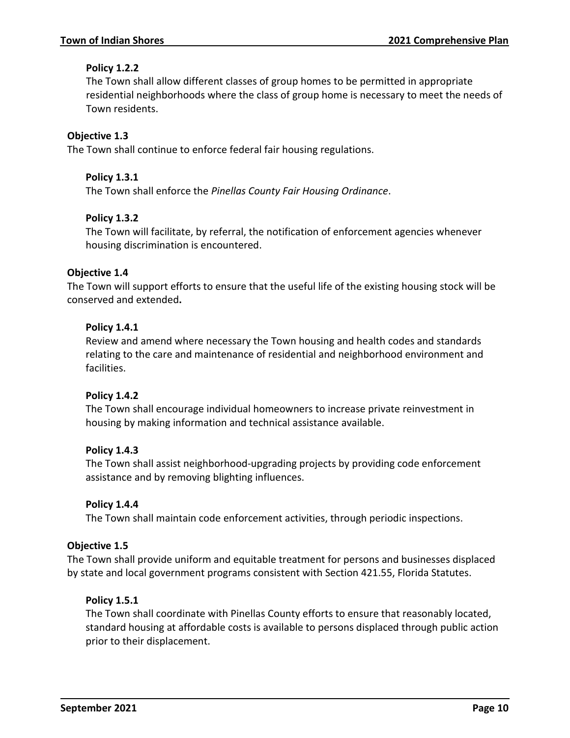**Policy 1.2.2**

The Town shall allow different classes of group homes to be permitted in appropriate residential neighborhoods where the class of group home is necessary to meet the needs of Town residents.

**Objective 1.3**

The Town shall continue to enforce federal fair housing regulations.

**Policy 1.3.1**

The Town shall enforce the *Pinellas County Fair Housing Ordinance*.

**Policy 1.3.2**

The Town will facilitate, by referral, the notification of enforcement agencies whenever housing discrimination is encountered.

**Objective 1.4**

The Town will support efforts to ensure that the useful life of the existing housing stock will be conserved and extended**.**

**Policy 1.4.1**

Review and amend where necessary the Town housing and health codes and standards relating to the care and maintenance of residential and neighborhood environment and facilities.

**Policy 1.4.2**

The Town shall encourage individual homeowners to increase private reinvestment in housing by making information and technical assistance available.

**Policy 1.4.3**

The Town shall assist neighborhood-upgrading projects by providing code enforcement assistance and by removing blighting influences.

**Policy 1.4.4**

The Town shall maintain code enforcement activities, through periodic inspections.

**Objective 1.5**

The Town shall provide uniform and equitable treatment for persons and businesses displaced by state and local government programs consistent with Section 421.55, Florida Statutes.

**Policy 1.5.1**

The Town shall coordinate with Pinellas County efforts to ensure that reasonably located, standard housing at affordable costs is available to persons displaced through public action prior to their displacement.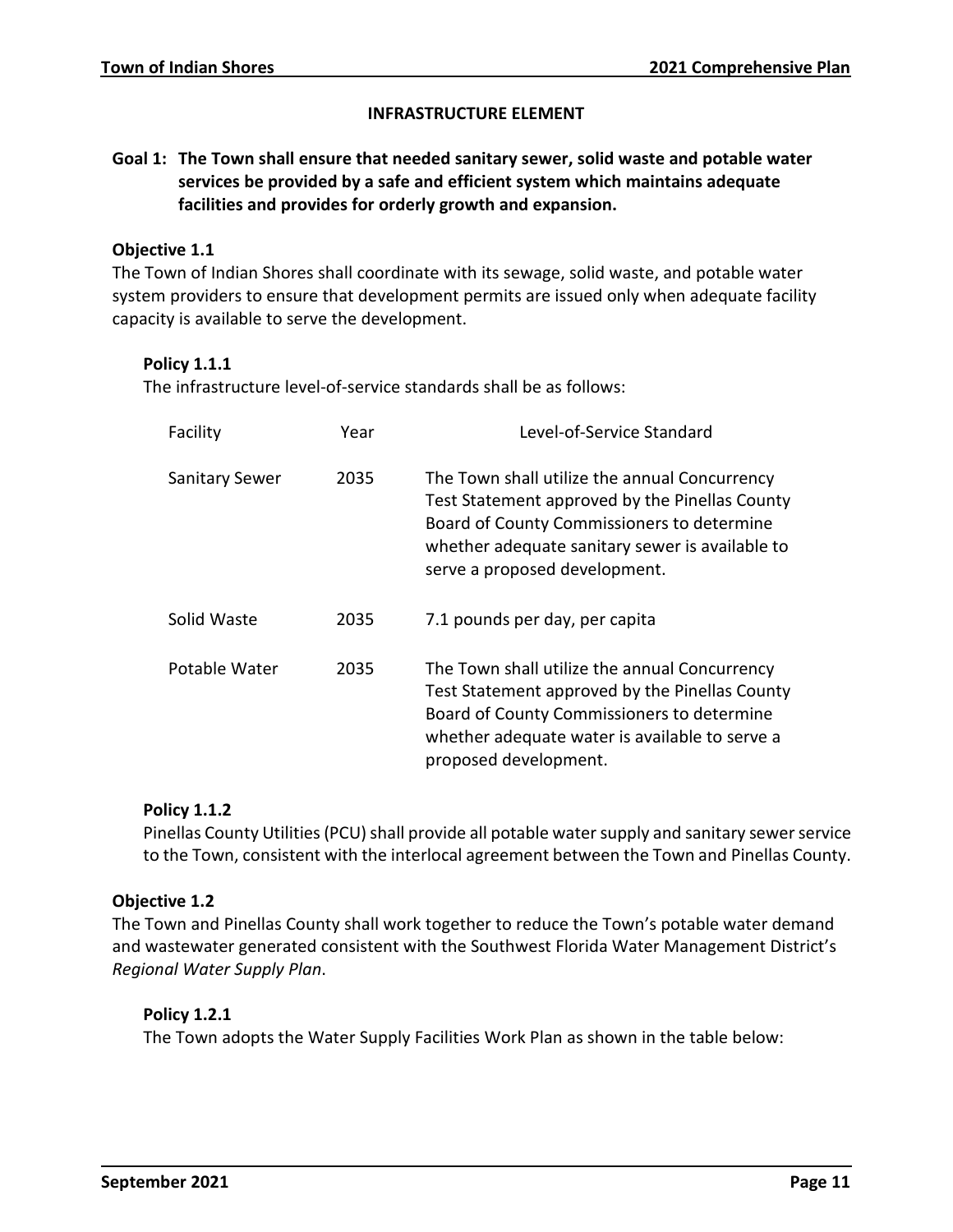## INFRASTRUCTURE ELEMENT

**Goal 1: The Town shall ensure that needed sanitary sewer, solid waste and potable water services be provided by a safe and efficient system which maintains adequate facilities and provides for orderly growth and expansion.**

**Objective 1.1**

The Town of Indian Shores shall coordinate with its sewage, solid waste, and potable water system providers to ensure that development permits are issued only when adequate facility capacity is available to serve the development.

**Policy 1.1.1**

The infrastructure level-of-service standards shall be as follows:

| Facility | Year | Level-of-Service Standard |
|---|---|---|
| Sanitary Sewer | 2035 | The Town shall utilize the annual Concurrency Test Statement approved by the Pinellas County Board of County Commissioners to determine whether adequate sanitary sewer is available to serve a proposed development. |
| Solid Waste | 2035 | 7.1 pounds per day, per capita |
| Potable Water | 2035 | The Town shall utilize the annual Concurrency Test Statement approved by the Pinellas County Board of County Commissioners to determine whether adequate water is available to serve a proposed development. |

**Policy 1.1.2**

Pinellas County Utilities (PCU) shall provide all potable water supply and sanitary sewer service to the Town, consistent with the interlocal agreement between the Town and Pinellas County.

**Objective 1.2**

The Town and Pinellas County shall work together to reduce the Town's potable water demand and wastewater generated consistent with the Southwest Florida Water Management District's *Regional Water Supply Plan*.

**Policy 1.2.1**

The Town adopts the Water Supply Facilities Work Plan as shown in the table below: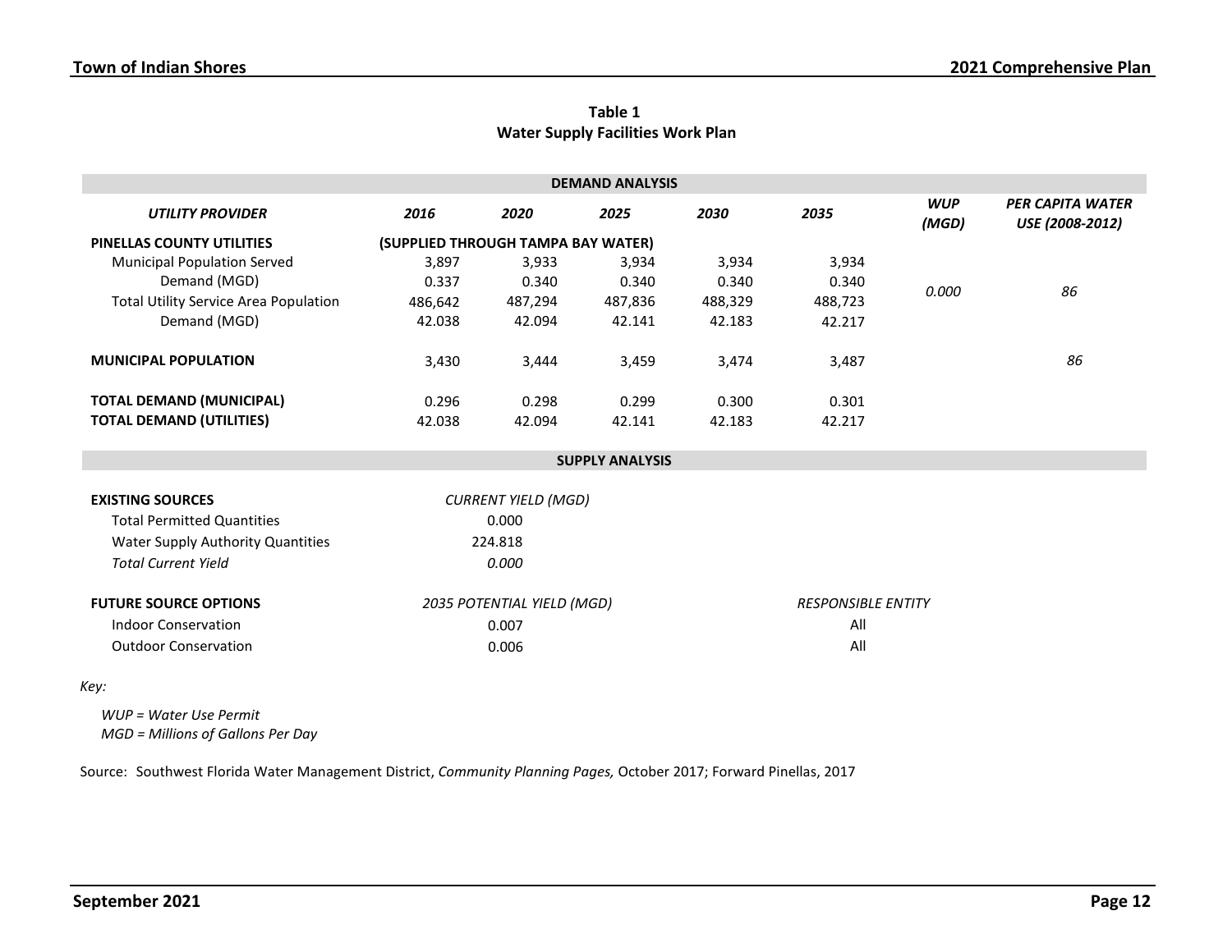**Table 1**
**Water Supply Facilities Work Plan**

| DEMAND ANALYSIS | | | | | | | |
|---|---|---|---|---|---|---|---|
| *UTILITY PROVIDER* | *2016* | *2020* | *2025* | *2030* | *2035* | *WUP (MGD)* | *PER CAPITA WATER USE (2008-2012)* |
| **PINELLAS COUNTY UTILITIES** | **(SUPPLIED THROUGH TAMPA BAY WATER)** | | | | | | |
| Municipal Population Served | 3,897 | 3,933 | 3,934 | 3,934 | 3,934 | | |
| Demand (MGD) | 0.337 | 0.340 | 0.340 | 0.340 | 0.340 | *0.000* | *86* |
| Total Utility Service Area Population | 486,642 | 487,294 | 487,836 | 488,329 | 488,723 | | |
| Demand (MGD) | 42.038 | 42.094 | 42.141 | 42.183 | 42.217 | | |
| **MUNICIPAL POPULATION** | 3,430 | 3,444 | 3,459 | 3,474 | 3,487 | | *86* |
| **TOTAL DEMAND (MUNICIPAL)** | 0.296 | 0.298 | 0.299 | 0.300 | 0.301 | | |
| **TOTAL DEMAND (UTILITIES)** | 42.038 | 42.094 | 42.141 | 42.183 | 42.217 | | |

| SUPPLY ANALYSIS | | |
|---|---|---|
| **EXISTING SOURCES** | *CURRENT YIELD (MGD)* | |
| Total Permitted Quantities | 0.000 | |
| Water Supply Authority Quantities | 224.818 | |
| *Total Current Yield* | *0.000* | |
| **FUTURE SOURCE OPTIONS** | *2035 POTENTIAL YIELD (MGD)* | *RESPONSIBLE ENTITY* |
| Indoor Conservation | 0.007 | All |
| Outdoor Conservation | 0.006 | All |

*Key:*

*WUP = Water Use Permit*
*MGD = Millions of Gallons Per Day*

Source: Southwest Florida Water Management District, *Community Planning Pages,* October 2017; Forward Pinellas, 2017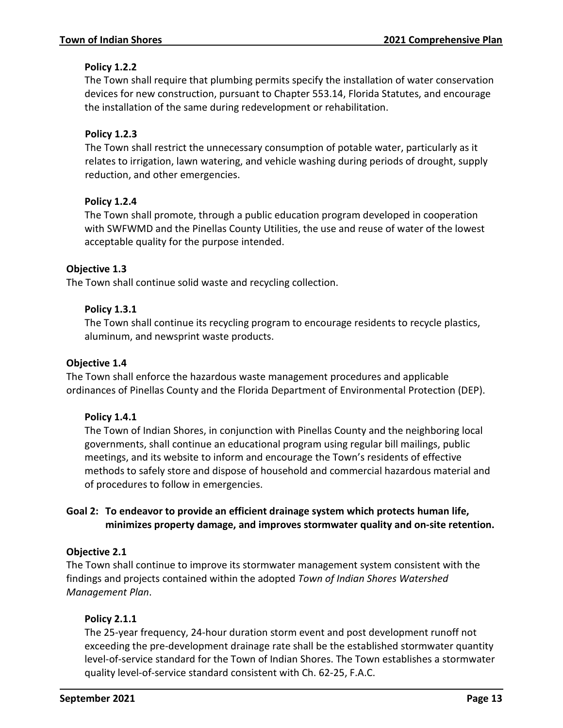**Policy 1.2.2**

The Town shall require that plumbing permits specify the installation of water conservation devices for new construction, pursuant to Chapter 553.14, Florida Statutes, and encourage the installation of the same during redevelopment or rehabilitation.

**Policy 1.2.3**

The Town shall restrict the unnecessary consumption of potable water, particularly as it relates to irrigation, lawn watering, and vehicle washing during periods of drought, supply reduction, and other emergencies.

**Policy 1.2.4**

The Town shall promote, through a public education program developed in cooperation with SWFWMD and the Pinellas County Utilities, the use and reuse of water of the lowest acceptable quality for the purpose intended.

**Objective 1.3**

The Town shall continue solid waste and recycling collection.

**Policy 1.3.1**

The Town shall continue its recycling program to encourage residents to recycle plastics, aluminum, and newsprint waste products.

**Objective 1.4**

The Town shall enforce the hazardous waste management procedures and applicable ordinances of Pinellas County and the Florida Department of Environmental Protection (DEP).

**Policy 1.4.1**

The Town of Indian Shores, in conjunction with Pinellas County and the neighboring local governments, shall continue an educational program using regular bill mailings, public meetings, and its website to inform and encourage the Town's residents of effective methods to safely store and dispose of household and commercial hazardous material and of procedures to follow in emergencies.

**Goal 2: To endeavor to provide an efficient drainage system which protects human life, minimizes property damage, and improves stormwater quality and on-site retention.**

**Objective 2.1**

The Town shall continue to improve its stormwater management system consistent with the findings and projects contained within the adopted *Town of Indian Shores Watershed Management Plan*.

**Policy 2.1.1**

The 25-year frequency, 24-hour duration storm event and post development runoff not exceeding the pre-development drainage rate shall be the established stormwater quantity level-of-service standard for the Town of Indian Shores. The Town establishes a stormwater quality level-of-service standard consistent with Ch. 62-25, F.A.C.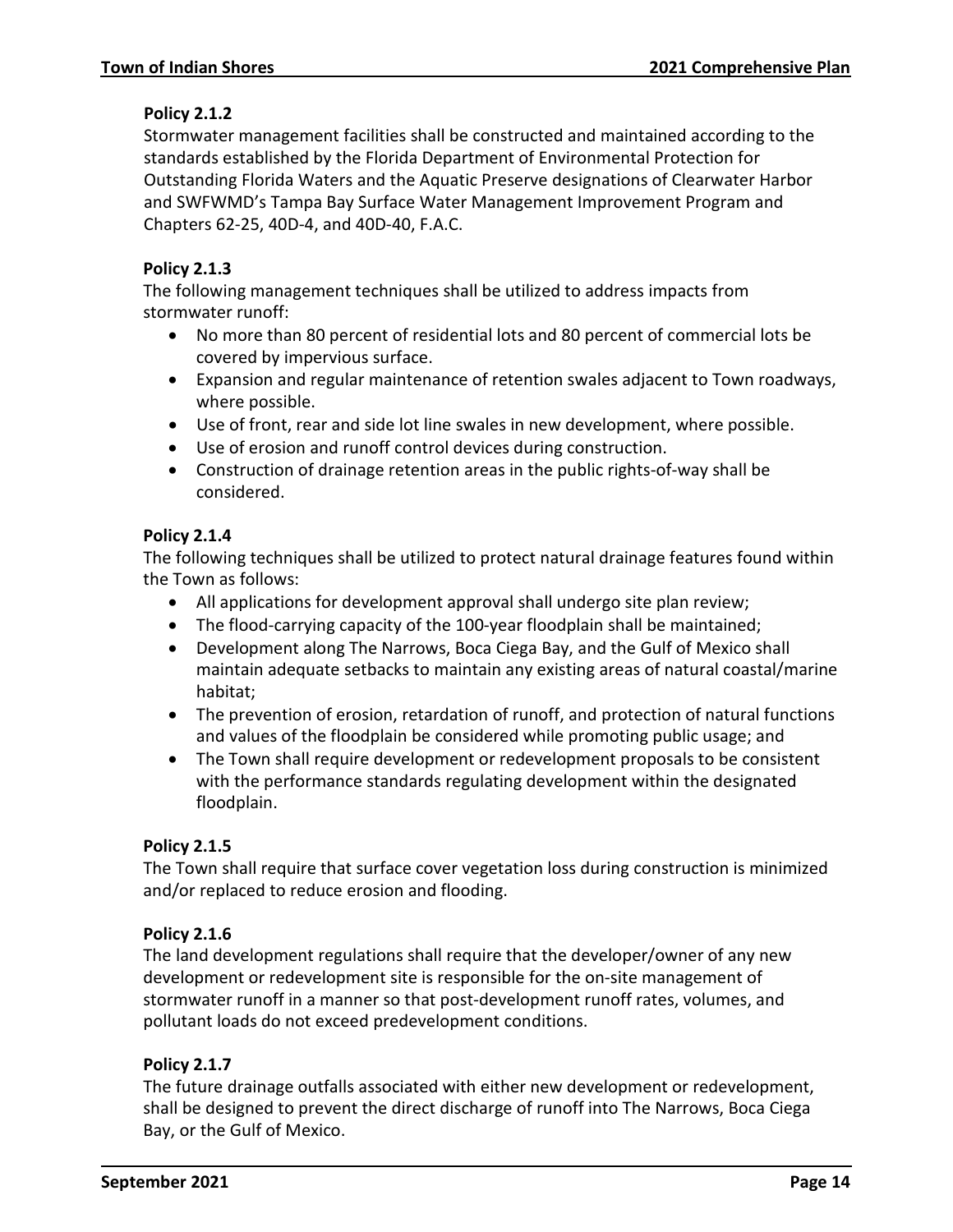**Policy 2.1.2**

Stormwater management facilities shall be constructed and maintained according to the standards established by the Florida Department of Environmental Protection for Outstanding Florida Waters and the Aquatic Preserve designations of Clearwater Harbor and SWFWMD's Tampa Bay Surface Water Management Improvement Program and Chapters 62-25, 40D-4, and 40D-40, F.A.C.

**Policy 2.1.3**

The following management techniques shall be utilized to address impacts from stormwater runoff:

- No more than 80 percent of residential lots and 80 percent of commercial lots be covered by impervious surface.
- Expansion and regular maintenance of retention swales adjacent to Town roadways, where possible.
- Use of front, rear and side lot line swales in new development, where possible.
- Use of erosion and runoff control devices during construction.
- Construction of drainage retention areas in the public rights-of-way shall be considered.

**Policy 2.1.4**

The following techniques shall be utilized to protect natural drainage features found within the Town as follows:

- All applications for development approval shall undergo site plan review;
- The flood-carrying capacity of the 100-year floodplain shall be maintained;
- Development along The Narrows, Boca Ciega Bay, and the Gulf of Mexico shall maintain adequate setbacks to maintain any existing areas of natural coastal/marine habitat;
- The prevention of erosion, retardation of runoff, and protection of natural functions and values of the floodplain be considered while promoting public usage; and
- The Town shall require development or redevelopment proposals to be consistent with the performance standards regulating development within the designated floodplain.

**Policy 2.1.5**

The Town shall require that surface cover vegetation loss during construction is minimized and/or replaced to reduce erosion and flooding.

**Policy 2.1.6**

The land development regulations shall require that the developer/owner of any new development or redevelopment site is responsible for the on-site management of stormwater runoff in a manner so that post-development runoff rates, volumes, and pollutant loads do not exceed predevelopment conditions.

**Policy 2.1.7**

The future drainage outfalls associated with either new development or redevelopment, shall be designed to prevent the direct discharge of runoff into The Narrows, Boca Ciega Bay, or the Gulf of Mexico.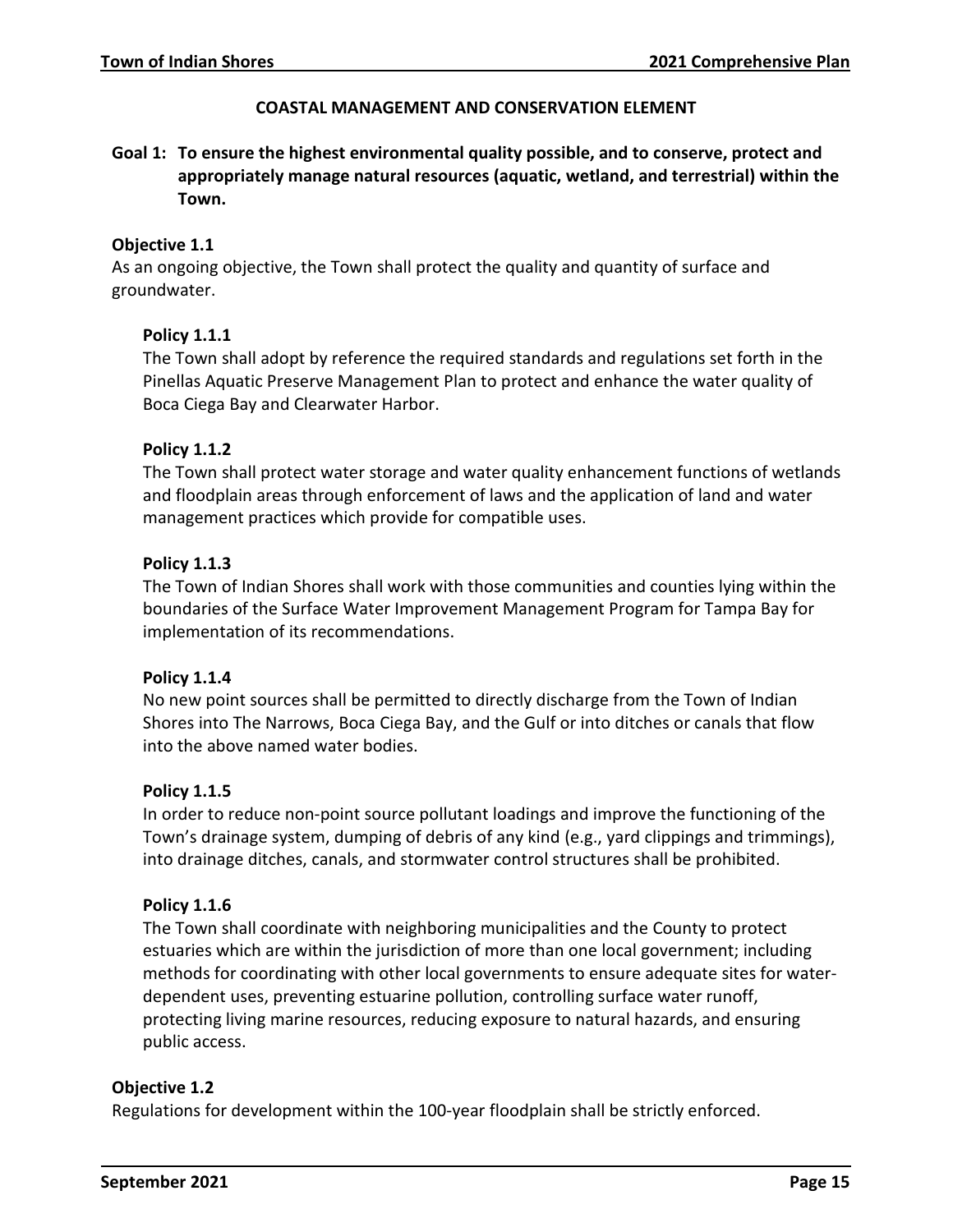## COASTAL MANAGEMENT AND CONSERVATION ELEMENT

**Goal 1: To ensure the highest environmental quality possible, and to conserve, protect and appropriately manage natural resources (aquatic, wetland, and terrestrial) within the Town.**

### Objective 1.1

As an ongoing objective, the Town shall protect the quality and quantity of surface and groundwater.

#### Policy 1.1.1

The Town shall adopt by reference the required standards and regulations set forth in the Pinellas Aquatic Preserve Management Plan to protect and enhance the water quality of Boca Ciega Bay and Clearwater Harbor.

#### Policy 1.1.2

The Town shall protect water storage and water quality enhancement functions of wetlands and floodplain areas through enforcement of laws and the application of land and water management practices which provide for compatible uses.

#### Policy 1.1.3

The Town of Indian Shores shall work with those communities and counties lying within the boundaries of the Surface Water Improvement Management Program for Tampa Bay for implementation of its recommendations.

#### Policy 1.1.4

No new point sources shall be permitted to directly discharge from the Town of Indian Shores into The Narrows, Boca Ciega Bay, and the Gulf or into ditches or canals that flow into the above named water bodies.

#### Policy 1.1.5

In order to reduce non-point source pollutant loadings and improve the functioning of the Town's drainage system, dumping of debris of any kind (e.g., yard clippings and trimmings), into drainage ditches, canals, and stormwater control structures shall be prohibited.

#### Policy 1.1.6

The Town shall coordinate with neighboring municipalities and the County to protect estuaries which are within the jurisdiction of more than one local government; including methods for coordinating with other local governments to ensure adequate sites for water-dependent uses, preventing estuarine pollution, controlling surface water runoff, protecting living marine resources, reducing exposure to natural hazards, and ensuring public access.

### Objective 1.2

Regulations for development within the 100-year floodplain shall be strictly enforced.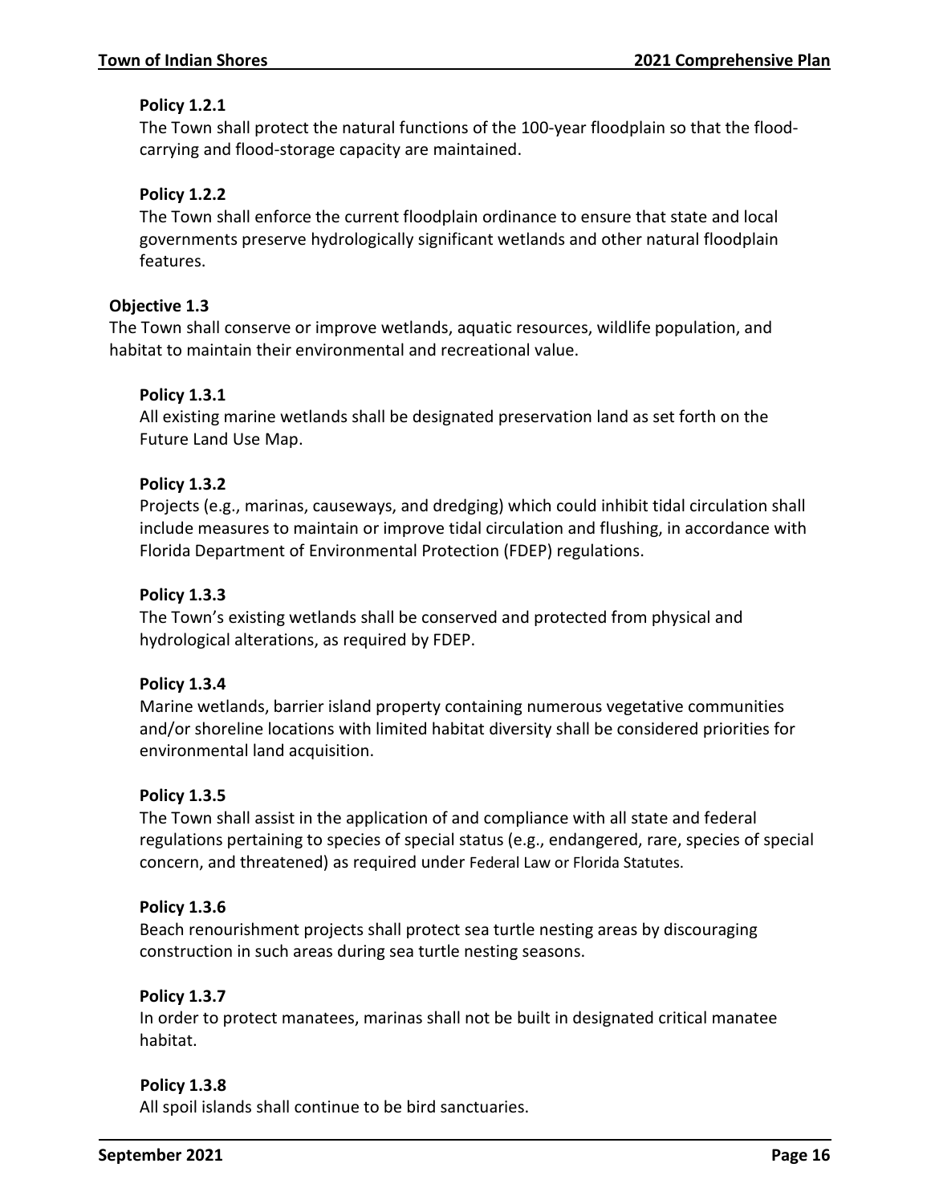#### Policy 1.2.1

The Town shall protect the natural functions of the 100-year floodplain so that the flood-carrying and flood-storage capacity are maintained.

#### Policy 1.2.2

The Town shall enforce the current floodplain ordinance to ensure that state and local governments preserve hydrologically significant wetlands and other natural floodplain features.

### Objective 1.3

The Town shall conserve or improve wetlands, aquatic resources, wildlife population, and habitat to maintain their environmental and recreational value.

#### Policy 1.3.1

All existing marine wetlands shall be designated preservation land as set forth on the Future Land Use Map.

#### Policy 1.3.2

Projects (e.g., marinas, causeways, and dredging) which could inhibit tidal circulation shall include measures to maintain or improve tidal circulation and flushing, in accordance with Florida Department of Environmental Protection (FDEP) regulations.

#### Policy 1.3.3

The Town's existing wetlands shall be conserved and protected from physical and hydrological alterations, as required by FDEP.

#### Policy 1.3.4

Marine wetlands, barrier island property containing numerous vegetative communities and/or shoreline locations with limited habitat diversity shall be considered priorities for environmental land acquisition.

#### Policy 1.3.5

The Town shall assist in the application of and compliance with all state and federal regulations pertaining to species of special status (e.g., endangered, rare, species of special concern, and threatened) as required under Federal Law or Florida Statutes.

#### Policy 1.3.6

Beach renourishment projects shall protect sea turtle nesting areas by discouraging construction in such areas during sea turtle nesting seasons.

#### Policy 1.3.7

In order to protect manatees, marinas shall not be built in designated critical manatee habitat.

#### Policy 1.3.8

All spoil islands shall continue to be bird sanctuaries.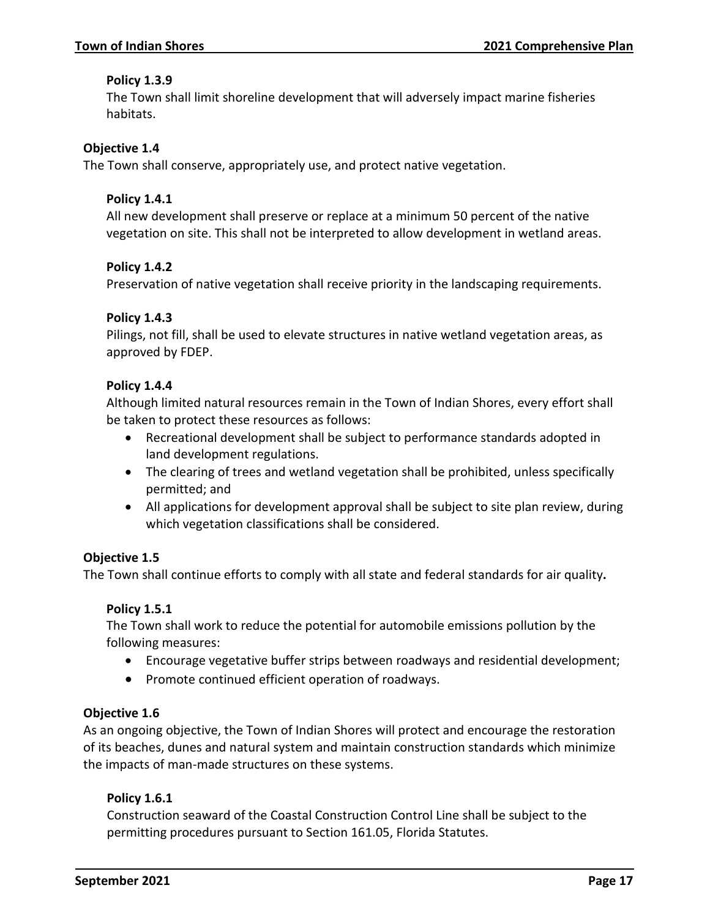#### Policy 1.3.9

The Town shall limit shoreline development that will adversely impact marine fisheries habitats.

### Objective 1.4

The Town shall conserve, appropriately use, and protect native vegetation.

#### Policy 1.4.1

All new development shall preserve or replace at a minimum 50 percent of the native vegetation on site. This shall not be interpreted to allow development in wetland areas.

#### Policy 1.4.2

Preservation of native vegetation shall receive priority in the landscaping requirements.

#### Policy 1.4.3

Pilings, not fill, shall be used to elevate structures in native wetland vegetation areas, as approved by FDEP.

#### Policy 1.4.4

Although limited natural resources remain in the Town of Indian Shores, every effort shall be taken to protect these resources as follows:

- Recreational development shall be subject to performance standards adopted in land development regulations.
- The clearing of trees and wetland vegetation shall be prohibited, unless specifically permitted; and
- All applications for development approval shall be subject to site plan review, during which vegetation classifications shall be considered.

### Objective 1.5

The Town shall continue efforts to comply with all state and federal standards for air quality**.**

#### Policy 1.5.1

The Town shall work to reduce the potential for automobile emissions pollution by the following measures:

- Encourage vegetative buffer strips between roadways and residential development;
- Promote continued efficient operation of roadways.

### Objective 1.6

As an ongoing objective, the Town of Indian Shores will protect and encourage the restoration of its beaches, dunes and natural system and maintain construction standards which minimize the impacts of man-made structures on these systems.

#### Policy 1.6.1

Construction seaward of the Coastal Construction Control Line shall be subject to the permitting procedures pursuant to Section 161.05, Florida Statutes.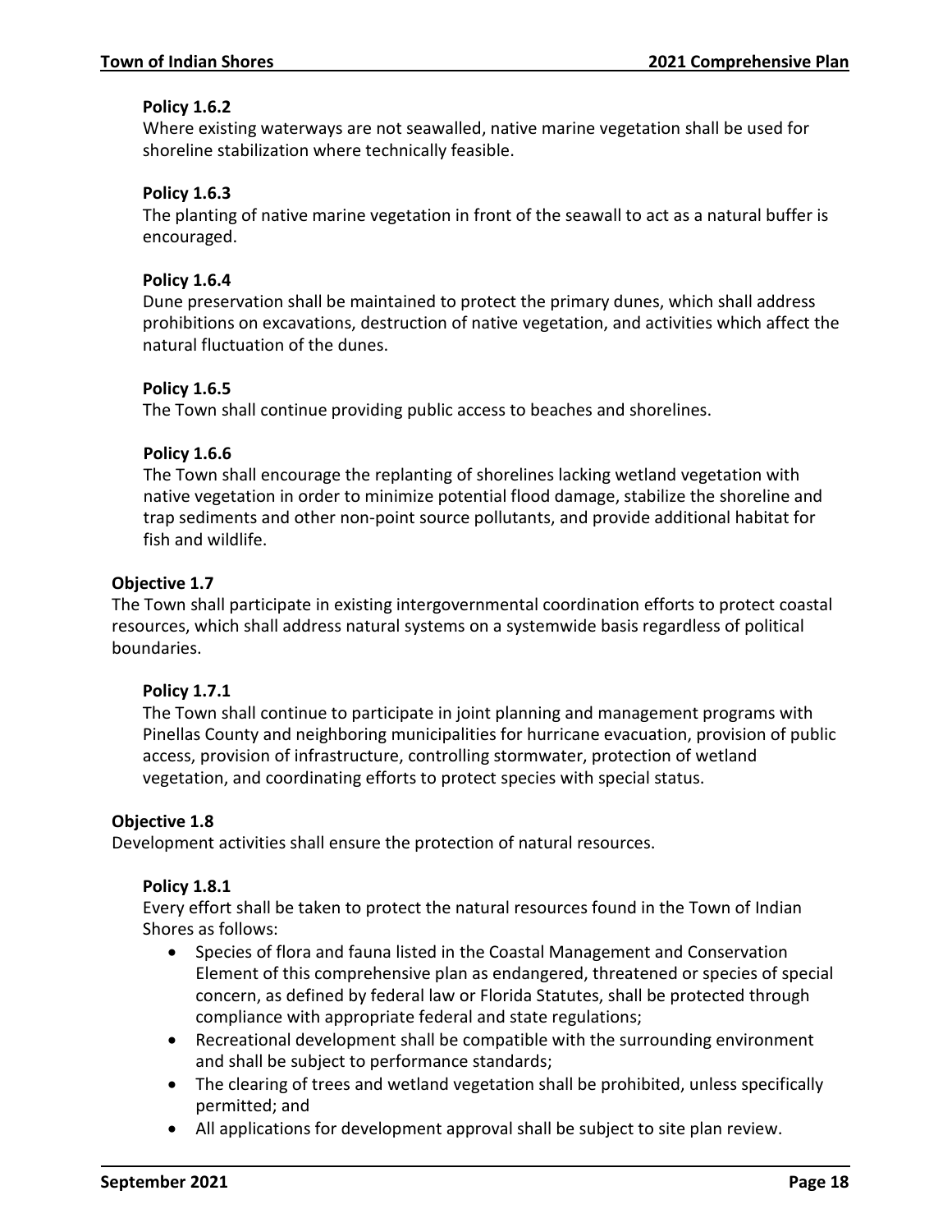#### Policy 1.6.2

Where existing waterways are not seawalled, native marine vegetation shall be used for shoreline stabilization where technically feasible.

#### Policy 1.6.3

The planting of native marine vegetation in front of the seawall to act as a natural buffer is encouraged.

#### Policy 1.6.4

Dune preservation shall be maintained to protect the primary dunes, which shall address prohibitions on excavations, destruction of native vegetation, and activities which affect the natural fluctuation of the dunes.

#### Policy 1.6.5

The Town shall continue providing public access to beaches and shorelines.

#### Policy 1.6.6

The Town shall encourage the replanting of shorelines lacking wetland vegetation with native vegetation in order to minimize potential flood damage, stabilize the shoreline and trap sediments and other non-point source pollutants, and provide additional habitat for fish and wildlife.

### Objective 1.7

The Town shall participate in existing intergovernmental coordination efforts to protect coastal resources, which shall address natural systems on a systemwide basis regardless of political boundaries.

#### Policy 1.7.1

The Town shall continue to participate in joint planning and management programs with Pinellas County and neighboring municipalities for hurricane evacuation, provision of public access, provision of infrastructure, controlling stormwater, protection of wetland vegetation, and coordinating efforts to protect species with special status.

### Objective 1.8

Development activities shall ensure the protection of natural resources.

#### Policy 1.8.1

Every effort shall be taken to protect the natural resources found in the Town of Indian Shores as follows:

- Species of flora and fauna listed in the Coastal Management and Conservation Element of this comprehensive plan as endangered, threatened or species of special concern, as defined by federal law or Florida Statutes, shall be protected through compliance with appropriate federal and state regulations;
- Recreational development shall be compatible with the surrounding environment and shall be subject to performance standards;
- The clearing of trees and wetland vegetation shall be prohibited, unless specifically permitted; and
- All applications for development approval shall be subject to site plan review.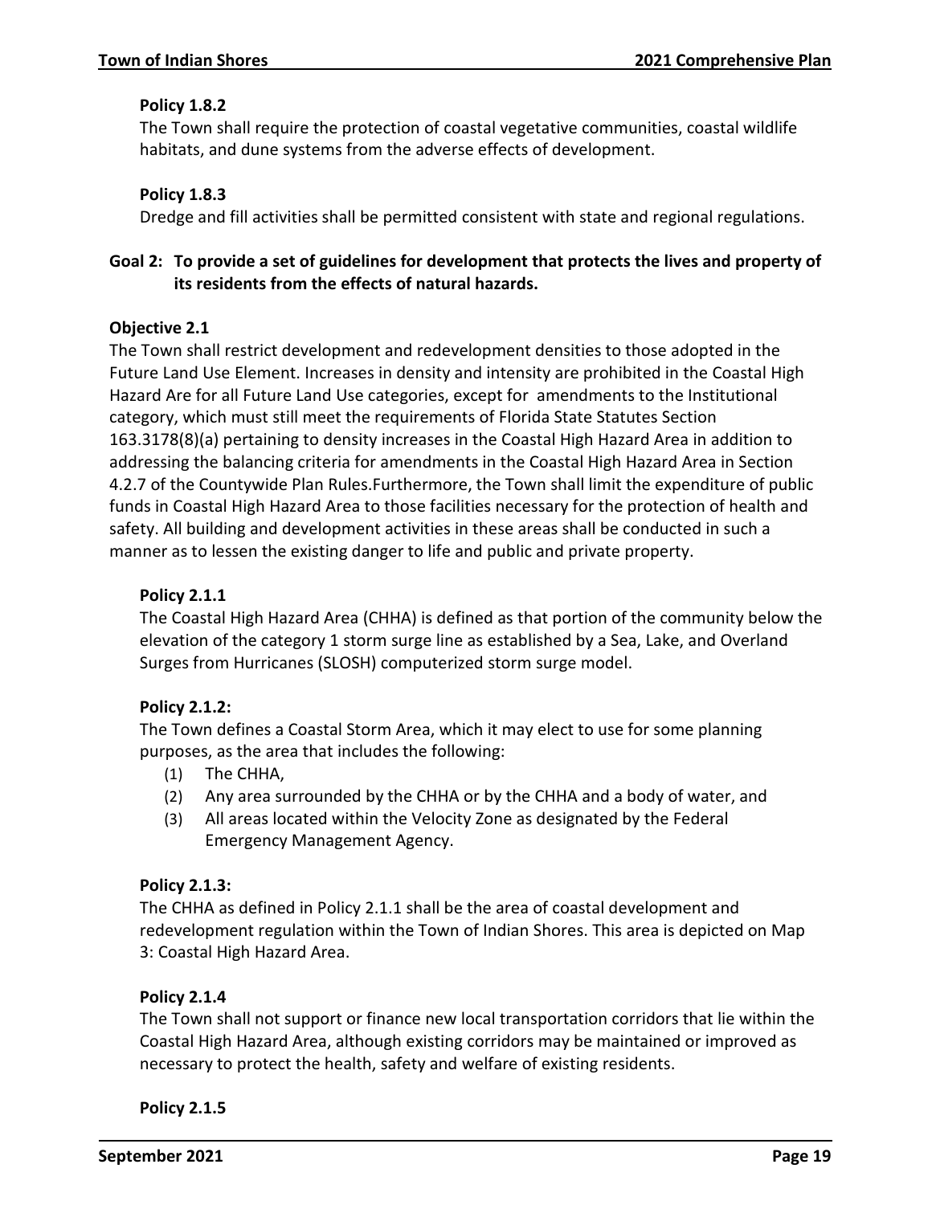### Policy 1.8.2

The Town shall require the protection of coastal vegetative communities, coastal wildlife habitats, and dune systems from the adverse effects of development.

### Policy 1.8.3

Dredge and fill activities shall be permitted consistent with state and regional regulations.

## Goal 2: To provide a set of guidelines for development that protects the lives and property of its residents from the effects of natural hazards.

### Objective 2.1

The Town shall restrict development and redevelopment densities to those adopted in the Future Land Use Element. Increases in density and intensity are prohibited in the Coastal High Hazard Are for all Future Land Use categories, except for amendments to the Institutional category, which must still meet the requirements of Florida State Statutes Section 163.3178(8)(a) pertaining to density increases in the Coastal High Hazard Area in addition to addressing the balancing criteria for amendments in the Coastal High Hazard Area in Section 4.2.7 of the Countywide Plan Rules.Furthermore, the Town shall limit the expenditure of public funds in Coastal High Hazard Area to those facilities necessary for the protection of health and safety. All building and development activities in these areas shall be conducted in such a manner as to lessen the existing danger to life and public and private property.

### Policy 2.1.1

The Coastal High Hazard Area (CHHA) is defined as that portion of the community below the elevation of the category 1 storm surge line as established by a Sea, Lake, and Overland Surges from Hurricanes (SLOSH) computerized storm surge model.

### Policy 2.1.2:

The Town defines a Coastal Storm Area, which it may elect to use for some planning purposes, as the area that includes the following:

(1) The CHHA,
(2) Any area surrounded by the CHHA or by the CHHA and a body of water, and
(3) All areas located within the Velocity Zone as designated by the Federal Emergency Management Agency.

### Policy 2.1.3:

The CHHA as defined in Policy 2.1.1 shall be the area of coastal development and redevelopment regulation within the Town of Indian Shores. This area is depicted on Map 3: Coastal High Hazard Area.

### Policy 2.1.4

The Town shall not support or finance new local transportation corridors that lie within the Coastal High Hazard Area, although existing corridors may be maintained or improved as necessary to protect the health, safety and welfare of existing residents.

### Policy 2.1.5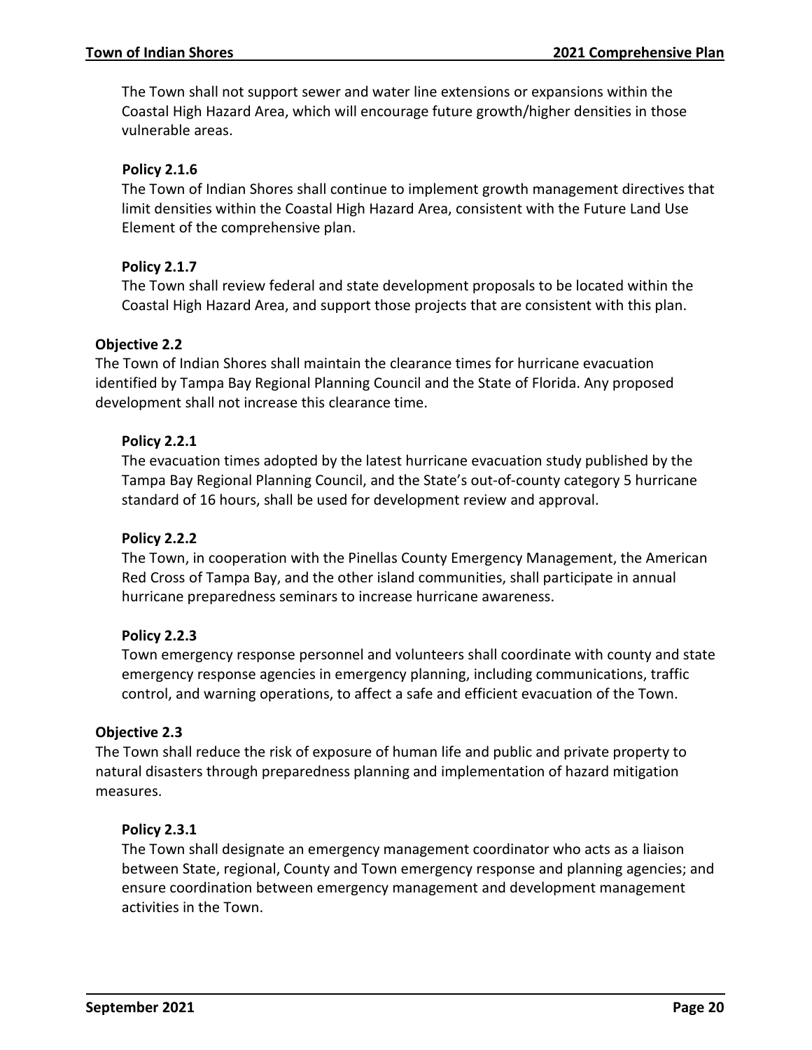The Town shall not support sewer and water line extensions or expansions within the Coastal High Hazard Area, which will encourage future growth/higher densities in those vulnerable areas.

**Policy 2.1.6**

The Town of Indian Shores shall continue to implement growth management directives that limit densities within the Coastal High Hazard Area, consistent with the Future Land Use Element of the comprehensive plan.

**Policy 2.1.7**

The Town shall review federal and state development proposals to be located within the Coastal High Hazard Area, and support those projects that are consistent with this plan.

**Objective 2.2**

The Town of Indian Shores shall maintain the clearance times for hurricane evacuation identified by Tampa Bay Regional Planning Council and the State of Florida. Any proposed development shall not increase this clearance time.

**Policy 2.2.1**

The evacuation times adopted by the latest hurricane evacuation study published by the Tampa Bay Regional Planning Council, and the State's out-of-county category 5 hurricane standard of 16 hours, shall be used for development review and approval.

**Policy 2.2.2**

The Town, in cooperation with the Pinellas County Emergency Management, the American Red Cross of Tampa Bay, and the other island communities, shall participate in annual hurricane preparedness seminars to increase hurricane awareness.

**Policy 2.2.3**

Town emergency response personnel and volunteers shall coordinate with county and state emergency response agencies in emergency planning, including communications, traffic control, and warning operations, to affect a safe and efficient evacuation of the Town.

**Objective 2.3**

The Town shall reduce the risk of exposure of human life and public and private property to natural disasters through preparedness planning and implementation of hazard mitigation measures.

**Policy 2.3.1**

The Town shall designate an emergency management coordinator who acts as a liaison between State, regional, County and Town emergency response and planning agencies; and ensure coordination between emergency management and development management activities in the Town.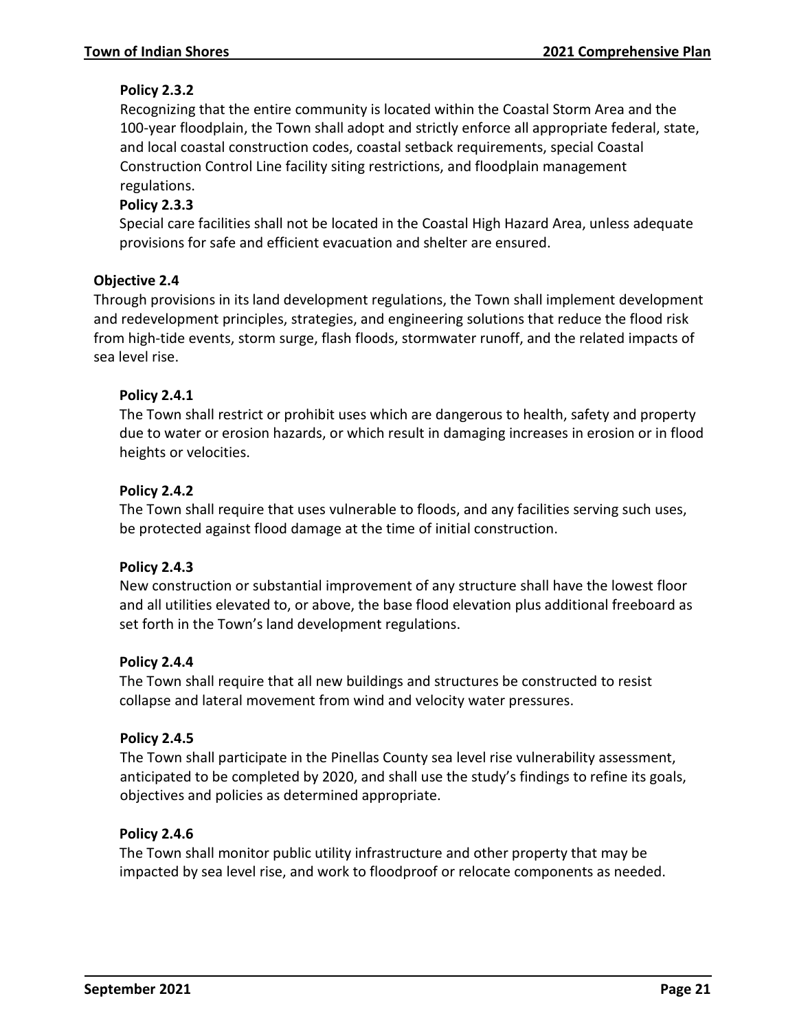**Policy 2.3.2**

Recognizing that the entire community is located within the Coastal Storm Area and the 100-year floodplain, the Town shall adopt and strictly enforce all appropriate federal, state, and local coastal construction codes, coastal setback requirements, special Coastal Construction Control Line facility siting restrictions, and floodplain management regulations.

**Policy 2.3.3**

Special care facilities shall not be located in the Coastal High Hazard Area, unless adequate provisions for safe and efficient evacuation and shelter are ensured.

**Objective 2.4**

Through provisions in its land development regulations, the Town shall implement development and redevelopment principles, strategies, and engineering solutions that reduce the flood risk from high-tide events, storm surge, flash floods, stormwater runoff, and the related impacts of sea level rise.

**Policy 2.4.1**

The Town shall restrict or prohibit uses which are dangerous to health, safety and property due to water or erosion hazards, or which result in damaging increases in erosion or in flood heights or velocities.

**Policy 2.4.2**

The Town shall require that uses vulnerable to floods, and any facilities serving such uses, be protected against flood damage at the time of initial construction.

**Policy 2.4.3**

New construction or substantial improvement of any structure shall have the lowest floor and all utilities elevated to, or above, the base flood elevation plus additional freeboard as set forth in the Town's land development regulations.

**Policy 2.4.4**

The Town shall require that all new buildings and structures be constructed to resist collapse and lateral movement from wind and velocity water pressures.

**Policy 2.4.5**

The Town shall participate in the Pinellas County sea level rise vulnerability assessment, anticipated to be completed by 2020, and shall use the study's findings to refine its goals, objectives and policies as determined appropriate.

**Policy 2.4.6**

The Town shall monitor public utility infrastructure and other property that may be impacted by sea level rise, and work to floodproof or relocate components as needed.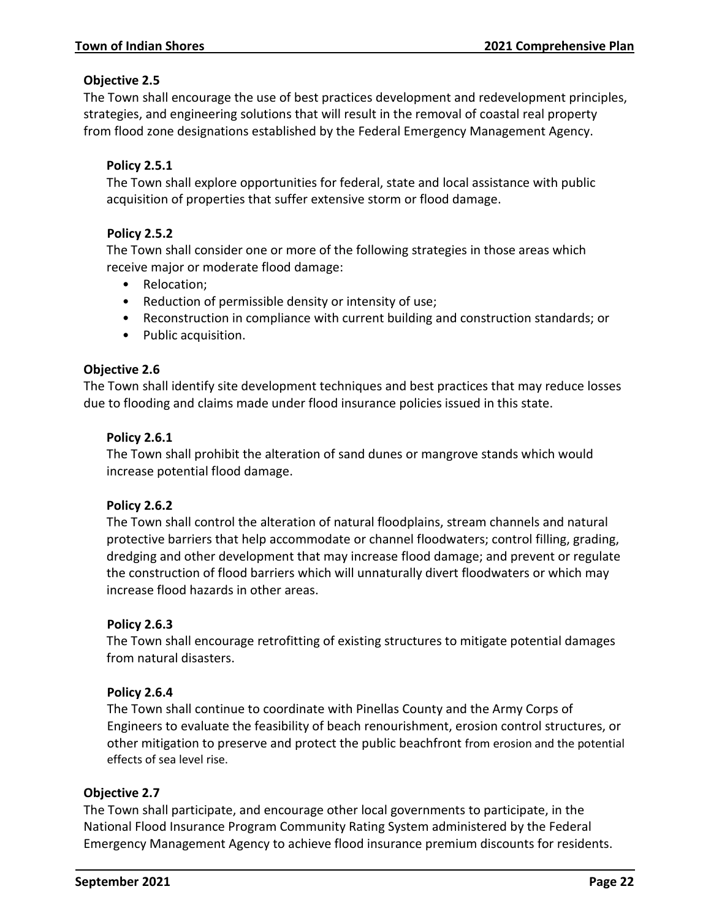**Objective 2.5**

The Town shall encourage the use of best practices development and redevelopment principles, strategies, and engineering solutions that will result in the removal of coastal real property from flood zone designations established by the Federal Emergency Management Agency.

**Policy 2.5.1**

The Town shall explore opportunities for federal, state and local assistance with public acquisition of properties that suffer extensive storm or flood damage.

**Policy 2.5.2**

The Town shall consider one or more of the following strategies in those areas which receive major or moderate flood damage:

- Relocation;
- Reduction of permissible density or intensity of use;
- Reconstruction in compliance with current building and construction standards; or
- Public acquisition.

**Objective 2.6**

The Town shall identify site development techniques and best practices that may reduce losses due to flooding and claims made under flood insurance policies issued in this state.

**Policy 2.6.1**

The Town shall prohibit the alteration of sand dunes or mangrove stands which would increase potential flood damage.

**Policy 2.6.2**

The Town shall control the alteration of natural floodplains, stream channels and natural protective barriers that help accommodate or channel floodwaters; control filling, grading, dredging and other development that may increase flood damage; and prevent or regulate the construction of flood barriers which will unnaturally divert floodwaters or which may increase flood hazards in other areas.

**Policy 2.6.3**

The Town shall encourage retrofitting of existing structures to mitigate potential damages from natural disasters.

**Policy 2.6.4**

The Town shall continue to coordinate with Pinellas County and the Army Corps of Engineers to evaluate the feasibility of beach renourishment, erosion control structures, or other mitigation to preserve and protect the public beachfront from erosion and the potential effects of sea level rise.

**Objective 2.7**

The Town shall participate, and encourage other local governments to participate, in the National Flood Insurance Program Community Rating System administered by the Federal Emergency Management Agency to achieve flood insurance premium discounts for residents.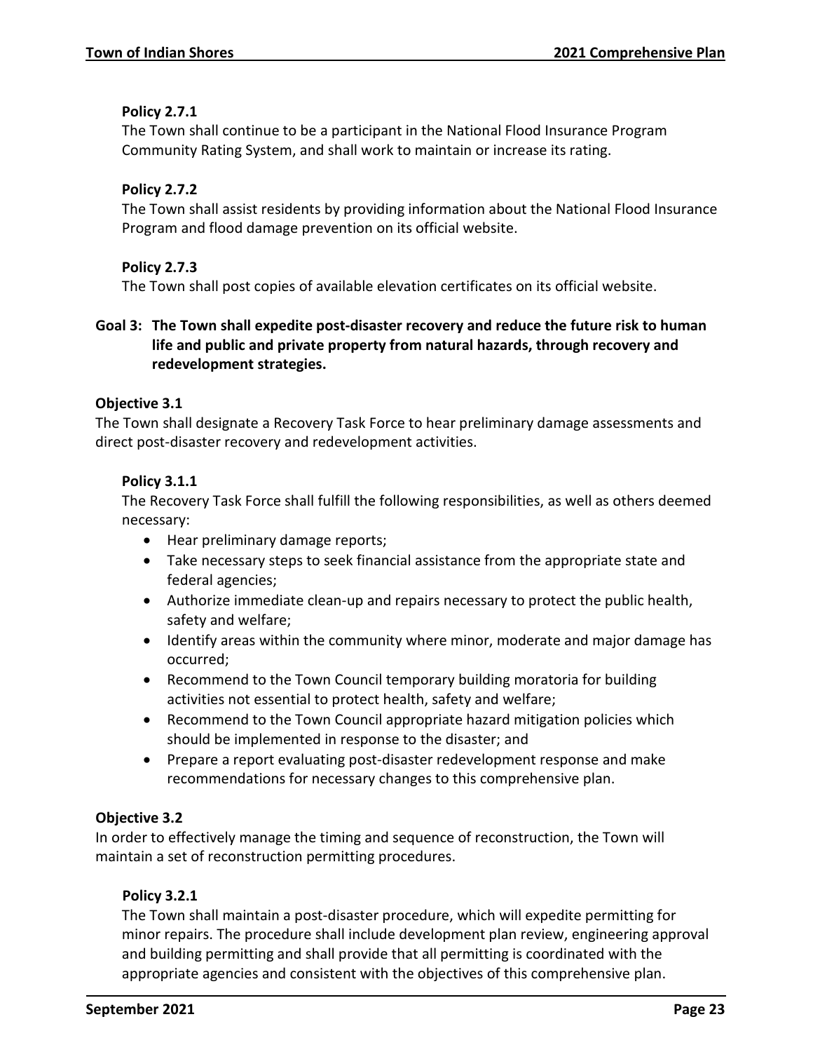#### Policy 2.7.1

The Town shall continue to be a participant in the National Flood Insurance Program Community Rating System, and shall work to maintain or increase its rating.

#### Policy 2.7.2

The Town shall assist residents by providing information about the National Flood Insurance Program and flood damage prevention on its official website.

#### Policy 2.7.3

The Town shall post copies of available elevation certificates on its official website.

## Goal 3: The Town shall expedite post-disaster recovery and reduce the future risk to human life and public and private property from natural hazards, through recovery and redevelopment strategies.

### Objective 3.1

The Town shall designate a Recovery Task Force to hear preliminary damage assessments and direct post-disaster recovery and redevelopment activities.

#### Policy 3.1.1

The Recovery Task Force shall fulfill the following responsibilities, as well as others deemed necessary:

- Hear preliminary damage reports;
- Take necessary steps to seek financial assistance from the appropriate state and federal agencies;
- Authorize immediate clean-up and repairs necessary to protect the public health, safety and welfare;
- Identify areas within the community where minor, moderate and major damage has occurred;
- Recommend to the Town Council temporary building moratoria for building activities not essential to protect health, safety and welfare;
- Recommend to the Town Council appropriate hazard mitigation policies which should be implemented in response to the disaster; and
- Prepare a report evaluating post-disaster redevelopment response and make recommendations for necessary changes to this comprehensive plan.

### Objective 3.2

In order to effectively manage the timing and sequence of reconstruction, the Town will maintain a set of reconstruction permitting procedures.

#### Policy 3.2.1

The Town shall maintain a post-disaster procedure, which will expedite permitting for minor repairs. The procedure shall include development plan review, engineering approval and building permitting and shall provide that all permitting is coordinated with the appropriate agencies and consistent with the objectives of this comprehensive plan.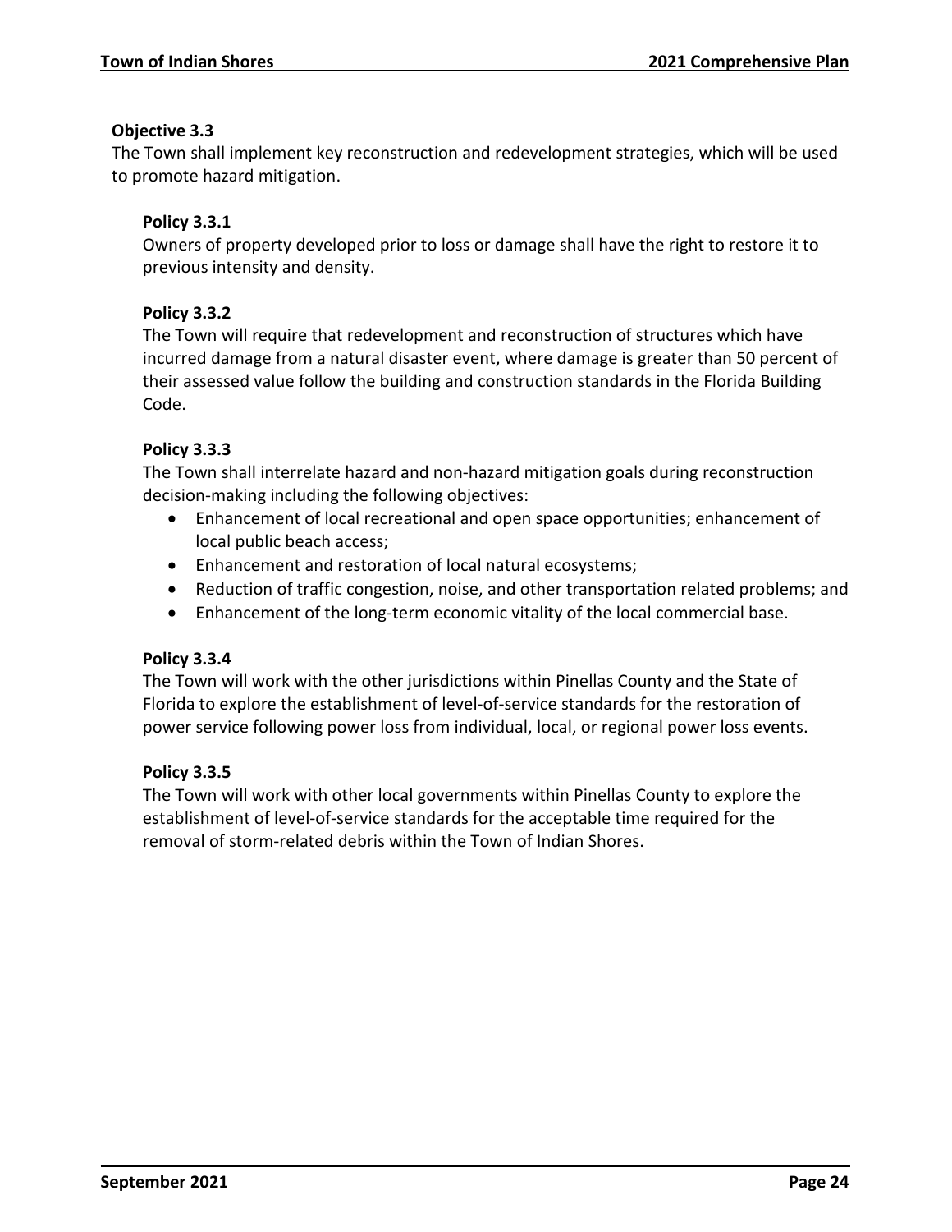### Objective 3.3

The Town shall implement key reconstruction and redevelopment strategies, which will be used to promote hazard mitigation.

#### Policy 3.3.1

Owners of property developed prior to loss or damage shall have the right to restore it to previous intensity and density.

#### Policy 3.3.2

The Town will require that redevelopment and reconstruction of structures which have incurred damage from a natural disaster event, where damage is greater than 50 percent of their assessed value follow the building and construction standards in the Florida Building Code.

#### Policy 3.3.3

The Town shall interrelate hazard and non-hazard mitigation goals during reconstruction decision-making including the following objectives:

- Enhancement of local recreational and open space opportunities; enhancement of local public beach access;
- Enhancement and restoration of local natural ecosystems;
- Reduction of traffic congestion, noise, and other transportation related problems; and
- Enhancement of the long-term economic vitality of the local commercial base.

#### Policy 3.3.4

The Town will work with the other jurisdictions within Pinellas County and the State of Florida to explore the establishment of level-of-service standards for the restoration of power service following power loss from individual, local, or regional power loss events.

#### Policy 3.3.5

The Town will work with other local governments within Pinellas County to explore the establishment of level-of-service standards for the acceptable time required for the removal of storm-related debris within the Town of Indian Shores.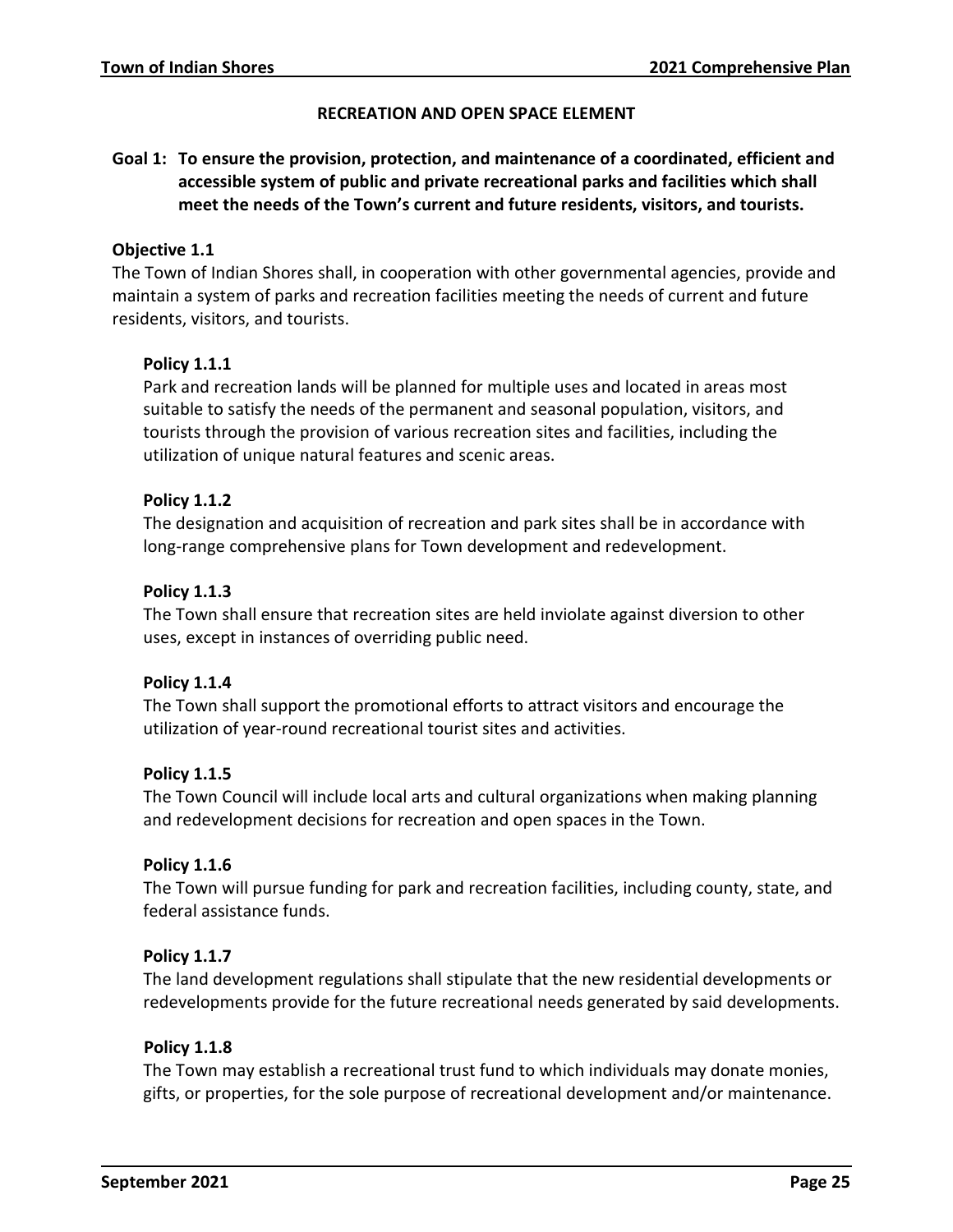## RECREATION AND OPEN SPACE ELEMENT

**Goal 1: To ensure the provision, protection, and maintenance of a coordinated, efficient and accessible system of public and private recreational parks and facilities which shall meet the needs of the Town's current and future residents, visitors, and tourists.**

### Objective 1.1

The Town of Indian Shores shall, in cooperation with other governmental agencies, provide and maintain a system of parks and recreation facilities meeting the needs of current and future residents, visitors, and tourists.

#### Policy 1.1.1

Park and recreation lands will be planned for multiple uses and located in areas most suitable to satisfy the needs of the permanent and seasonal population, visitors, and tourists through the provision of various recreation sites and facilities, including the utilization of unique natural features and scenic areas.

#### Policy 1.1.2

The designation and acquisition of recreation and park sites shall be in accordance with long-range comprehensive plans for Town development and redevelopment.

#### Policy 1.1.3

The Town shall ensure that recreation sites are held inviolate against diversion to other uses, except in instances of overriding public need.

#### Policy 1.1.4

The Town shall support the promotional efforts to attract visitors and encourage the utilization of year-round recreational tourist sites and activities.

#### Policy 1.1.5

The Town Council will include local arts and cultural organizations when making planning and redevelopment decisions for recreation and open spaces in the Town.

#### Policy 1.1.6

The Town will pursue funding for park and recreation facilities, including county, state, and federal assistance funds.

#### Policy 1.1.7

The land development regulations shall stipulate that the new residential developments or redevelopments provide for the future recreational needs generated by said developments.

#### Policy 1.1.8

The Town may establish a recreational trust fund to which individuals may donate monies, gifts, or properties, for the sole purpose of recreational development and/or maintenance.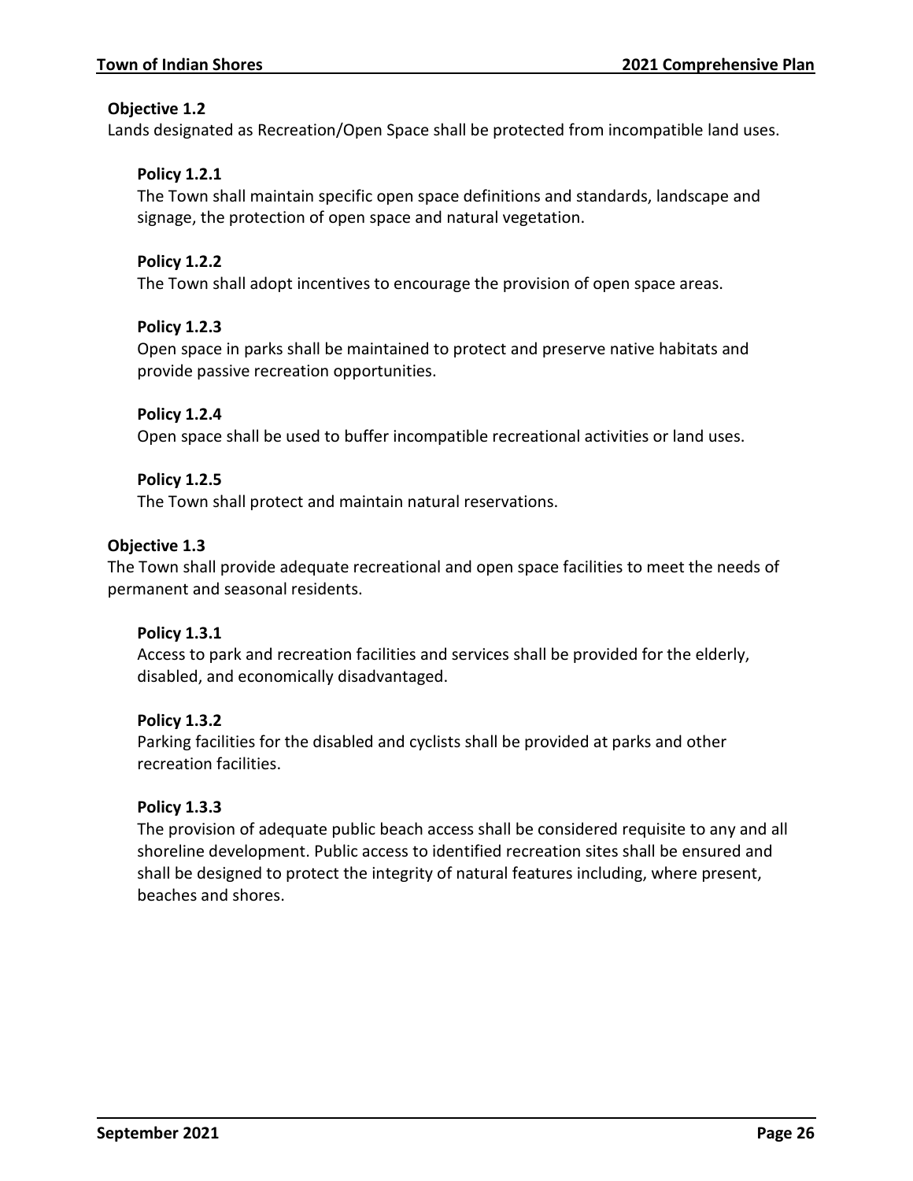**Objective 1.2**

Lands designated as Recreation/Open Space shall be protected from incompatible land uses.

**Policy 1.2.1**

The Town shall maintain specific open space definitions and standards, landscape and signage, the protection of open space and natural vegetation.

**Policy 1.2.2**

The Town shall adopt incentives to encourage the provision of open space areas.

**Policy 1.2.3**

Open space in parks shall be maintained to protect and preserve native habitats and provide passive recreation opportunities.

**Policy 1.2.4**

Open space shall be used to buffer incompatible recreational activities or land uses.

**Policy 1.2.5**

The Town shall protect and maintain natural reservations.

**Objective 1.3**

The Town shall provide adequate recreational and open space facilities to meet the needs of permanent and seasonal residents.

**Policy 1.3.1**

Access to park and recreation facilities and services shall be provided for the elderly, disabled, and economically disadvantaged.

**Policy 1.3.2**

Parking facilities for the disabled and cyclists shall be provided at parks and other recreation facilities.

**Policy 1.3.3**

The provision of adequate public beach access shall be considered requisite to any and all shoreline development. Public access to identified recreation sites shall be ensured and shall be designed to protect the integrity of natural features including, where present, beaches and shores.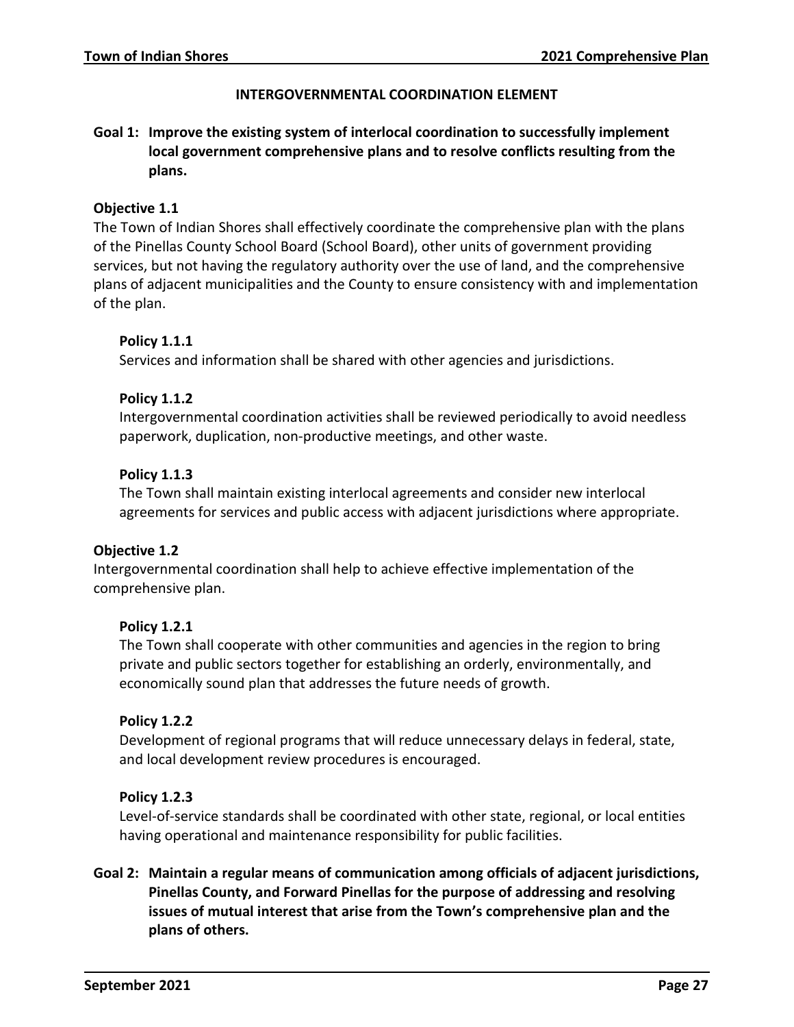## INTERGOVERNMENTAL COORDINATION ELEMENT

**Goal 1: Improve the existing system of interlocal coordination to successfully implement local government comprehensive plans and to resolve conflicts resulting from the plans.**

**Objective 1.1**

The Town of Indian Shores shall effectively coordinate the comprehensive plan with the plans of the Pinellas County School Board (School Board), other units of government providing services, but not having the regulatory authority over the use of land, and the comprehensive plans of adjacent municipalities and the County to ensure consistency with and implementation of the plan.

**Policy 1.1.1**

Services and information shall be shared with other agencies and jurisdictions.

**Policy 1.1.2**

Intergovernmental coordination activities shall be reviewed periodically to avoid needless paperwork, duplication, non-productive meetings, and other waste.

**Policy 1.1.3**

The Town shall maintain existing interlocal agreements and consider new interlocal agreements for services and public access with adjacent jurisdictions where appropriate.

**Objective 1.2**

Intergovernmental coordination shall help to achieve effective implementation of the comprehensive plan.

**Policy 1.2.1**

The Town shall cooperate with other communities and agencies in the region to bring private and public sectors together for establishing an orderly, environmentally, and economically sound plan that addresses the future needs of growth.

**Policy 1.2.2**

Development of regional programs that will reduce unnecessary delays in federal, state, and local development review procedures is encouraged.

**Policy 1.2.3**

Level-of-service standards shall be coordinated with other state, regional, or local entities having operational and maintenance responsibility for public facilities.

**Goal 2: Maintain a regular means of communication among officials of adjacent jurisdictions, Pinellas County, and Forward Pinellas for the purpose of addressing and resolving issues of mutual interest that arise from the Town's comprehensive plan and the plans of others.**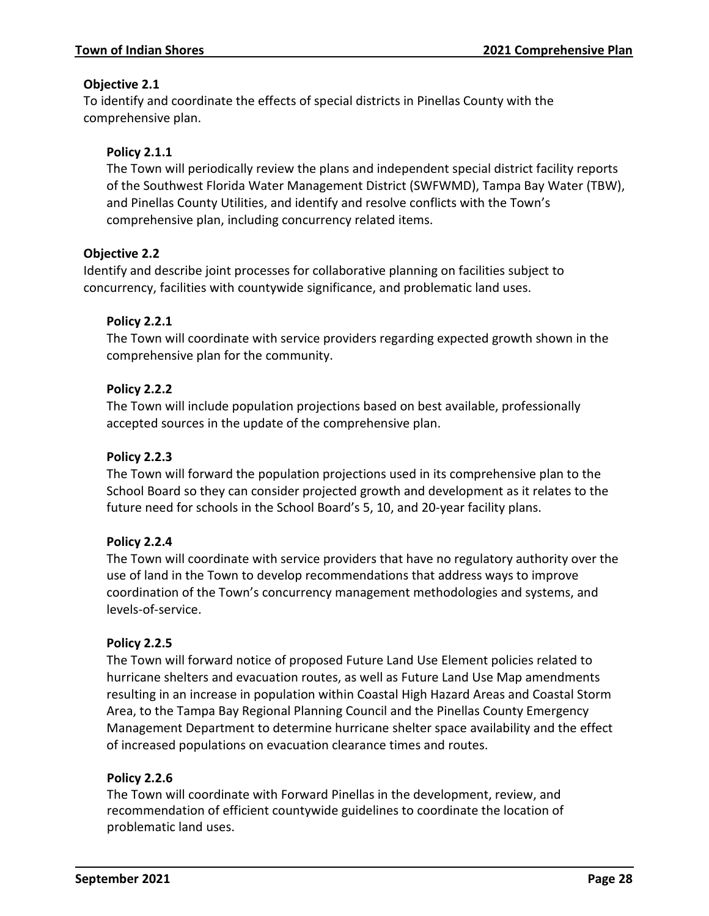**Objective 2.1**

To identify and coordinate the effects of special districts in Pinellas County with the comprehensive plan.

**Policy 2.1.1**

The Town will periodically review the plans and independent special district facility reports of the Southwest Florida Water Management District (SWFWMD), Tampa Bay Water (TBW), and Pinellas County Utilities, and identify and resolve conflicts with the Town's comprehensive plan, including concurrency related items.

**Objective 2.2**

Identify and describe joint processes for collaborative planning on facilities subject to concurrency, facilities with countywide significance, and problematic land uses.

**Policy 2.2.1**

The Town will coordinate with service providers regarding expected growth shown in the comprehensive plan for the community.

**Policy 2.2.2**

The Town will include population projections based on best available, professionally accepted sources in the update of the comprehensive plan.

**Policy 2.2.3**

The Town will forward the population projections used in its comprehensive plan to the School Board so they can consider projected growth and development as it relates to the future need for schools in the School Board's 5, 10, and 20-year facility plans.

**Policy 2.2.4**

The Town will coordinate with service providers that have no regulatory authority over the use of land in the Town to develop recommendations that address ways to improve coordination of the Town's concurrency management methodologies and systems, and levels-of-service.

**Policy 2.2.5**

The Town will forward notice of proposed Future Land Use Element policies related to hurricane shelters and evacuation routes, as well as Future Land Use Map amendments resulting in an increase in population within Coastal High Hazard Areas and Coastal Storm Area, to the Tampa Bay Regional Planning Council and the Pinellas County Emergency Management Department to determine hurricane shelter space availability and the effect of increased populations on evacuation clearance times and routes.

**Policy 2.2.6**

The Town will coordinate with Forward Pinellas in the development, review, and recommendation of efficient countywide guidelines to coordinate the location of problematic land uses.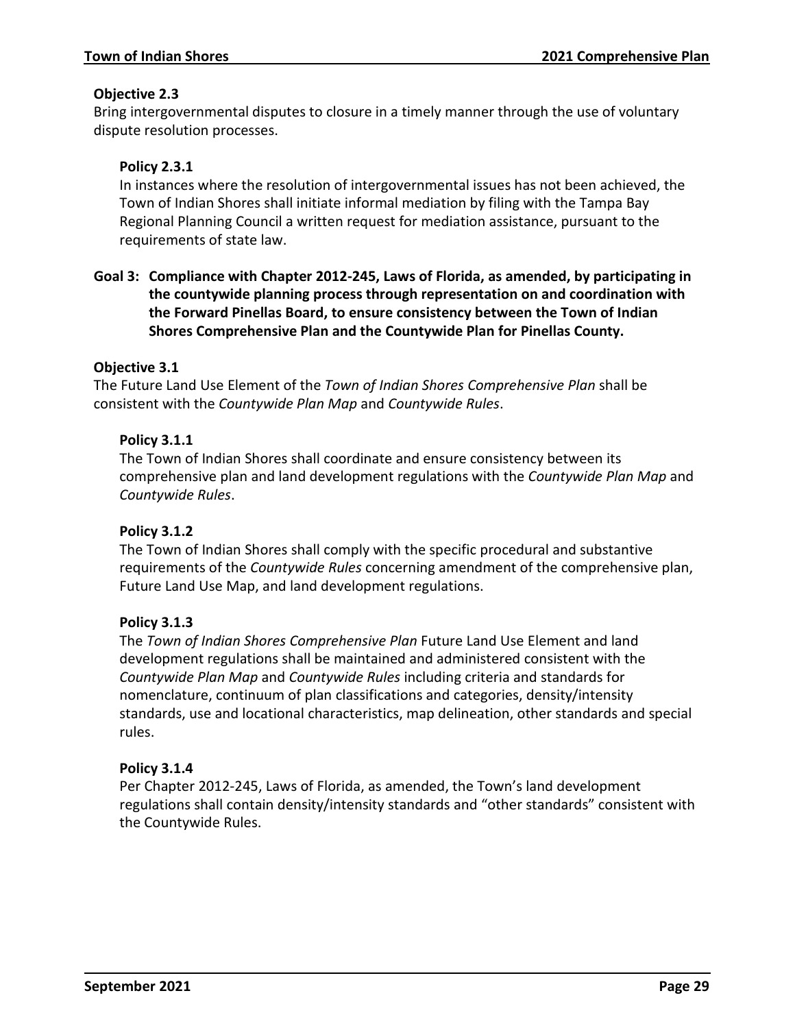**Objective 2.3**
Bring intergovernmental disputes to closure in a timely manner through the use of voluntary dispute resolution processes.

**Policy 2.3.1**
In instances where the resolution of intergovernmental issues has not been achieved, the Town of Indian Shores shall initiate informal mediation by filing with the Tampa Bay Regional Planning Council a written request for mediation assistance, pursuant to the requirements of state law.

**Goal 3: Compliance with Chapter 2012-245, Laws of Florida, as amended, by participating in the countywide planning process through representation on and coordination with the Forward Pinellas Board, to ensure consistency between the Town of Indian Shores Comprehensive Plan and the Countywide Plan for Pinellas County.**

**Objective 3.1**
The Future Land Use Element of the *Town of Indian Shores Comprehensive Plan* shall be consistent with the *Countywide Plan Map* and *Countywide Rules*.

**Policy 3.1.1**
The Town of Indian Shores shall coordinate and ensure consistency between its comprehensive plan and land development regulations with the *Countywide Plan Map* and *Countywide Rules*.

**Policy 3.1.2**
The Town of Indian Shores shall comply with the specific procedural and substantive requirements of the *Countywide Rules* concerning amendment of the comprehensive plan, Future Land Use Map, and land development regulations.

**Policy 3.1.3**
The *Town of Indian Shores Comprehensive Plan* Future Land Use Element and land development regulations shall be maintained and administered consistent with the *Countywide Plan Map* and *Countywide Rules* including criteria and standards for nomenclature, continuum of plan classifications and categories, density/intensity standards, use and locational characteristics, map delineation, other standards and special rules.

**Policy 3.1.4**
Per Chapter 2012-245, Laws of Florida, as amended, the Town's land development regulations shall contain density/intensity standards and "other standards" consistent with the Countywide Rules.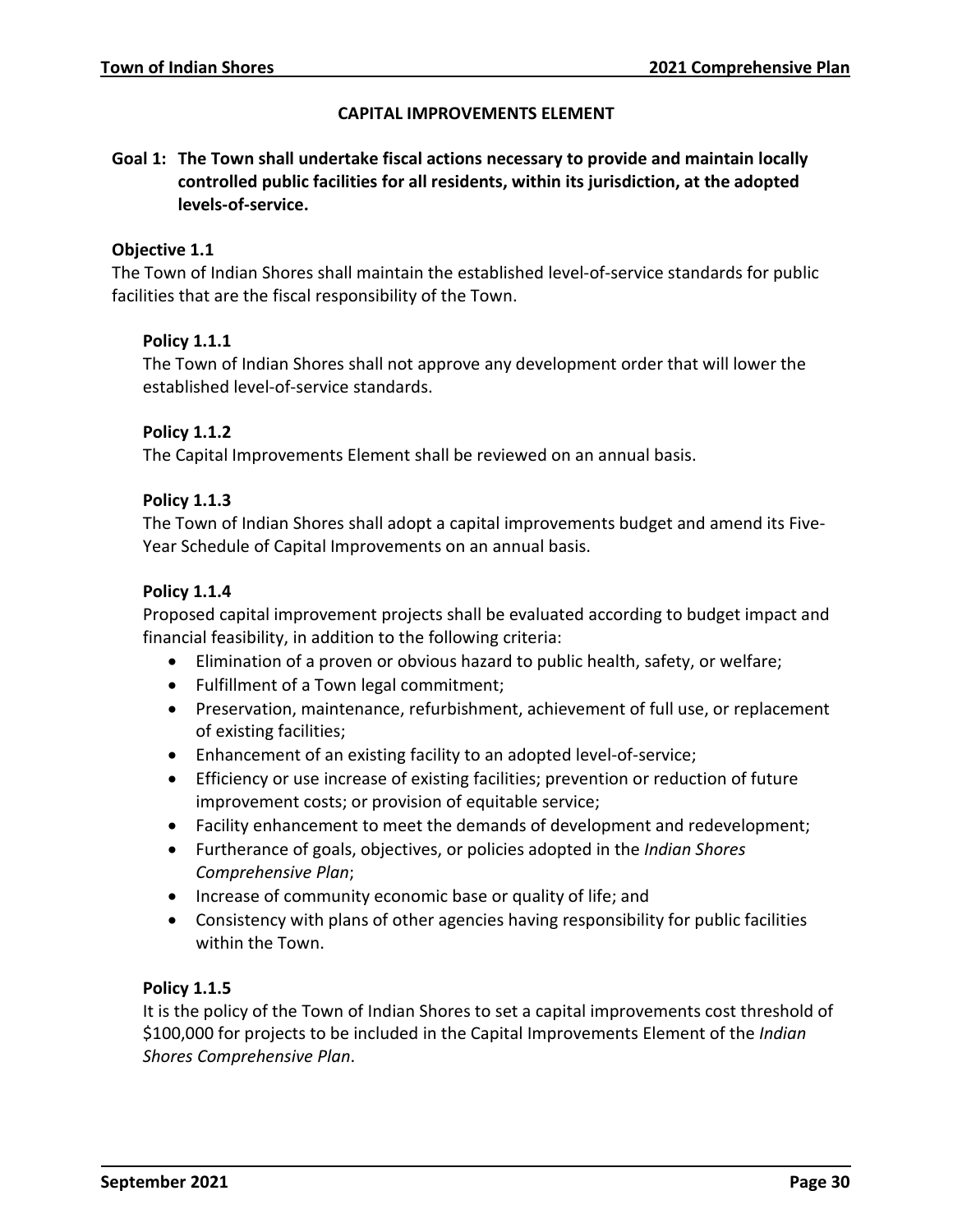## CAPITAL IMPROVEMENTS ELEMENT

**Goal 1: The Town shall undertake fiscal actions necessary to provide and maintain locally controlled public facilities for all residents, within its jurisdiction, at the adopted levels-of-service.**

### Objective 1.1

The Town of Indian Shores shall maintain the established level-of-service standards for public facilities that are the fiscal responsibility of the Town.

#### Policy 1.1.1

The Town of Indian Shores shall not approve any development order that will lower the established level-of-service standards.

#### Policy 1.1.2

The Capital Improvements Element shall be reviewed on an annual basis.

#### Policy 1.1.3

The Town of Indian Shores shall adopt a capital improvements budget and amend its Five-Year Schedule of Capital Improvements on an annual basis.

#### Policy 1.1.4

Proposed capital improvement projects shall be evaluated according to budget impact and financial feasibility, in addition to the following criteria:

- Elimination of a proven or obvious hazard to public health, safety, or welfare;
- Fulfillment of a Town legal commitment;
- Preservation, maintenance, refurbishment, achievement of full use, or replacement of existing facilities;
- Enhancement of an existing facility to an adopted level-of-service;
- Efficiency or use increase of existing facilities; prevention or reduction of future improvement costs; or provision of equitable service;
- Facility enhancement to meet the demands of development and redevelopment;
- Furtherance of goals, objectives, or policies adopted in the *Indian Shores Comprehensive Plan*;
- Increase of community economic base or quality of life; and
- Consistency with plans of other agencies having responsibility for public facilities within the Town.

#### Policy 1.1.5

It is the policy of the Town of Indian Shores to set a capital improvements cost threshold of $100,000 for projects to be included in the Capital Improvements Element of the *Indian Shores Comprehensive Plan*.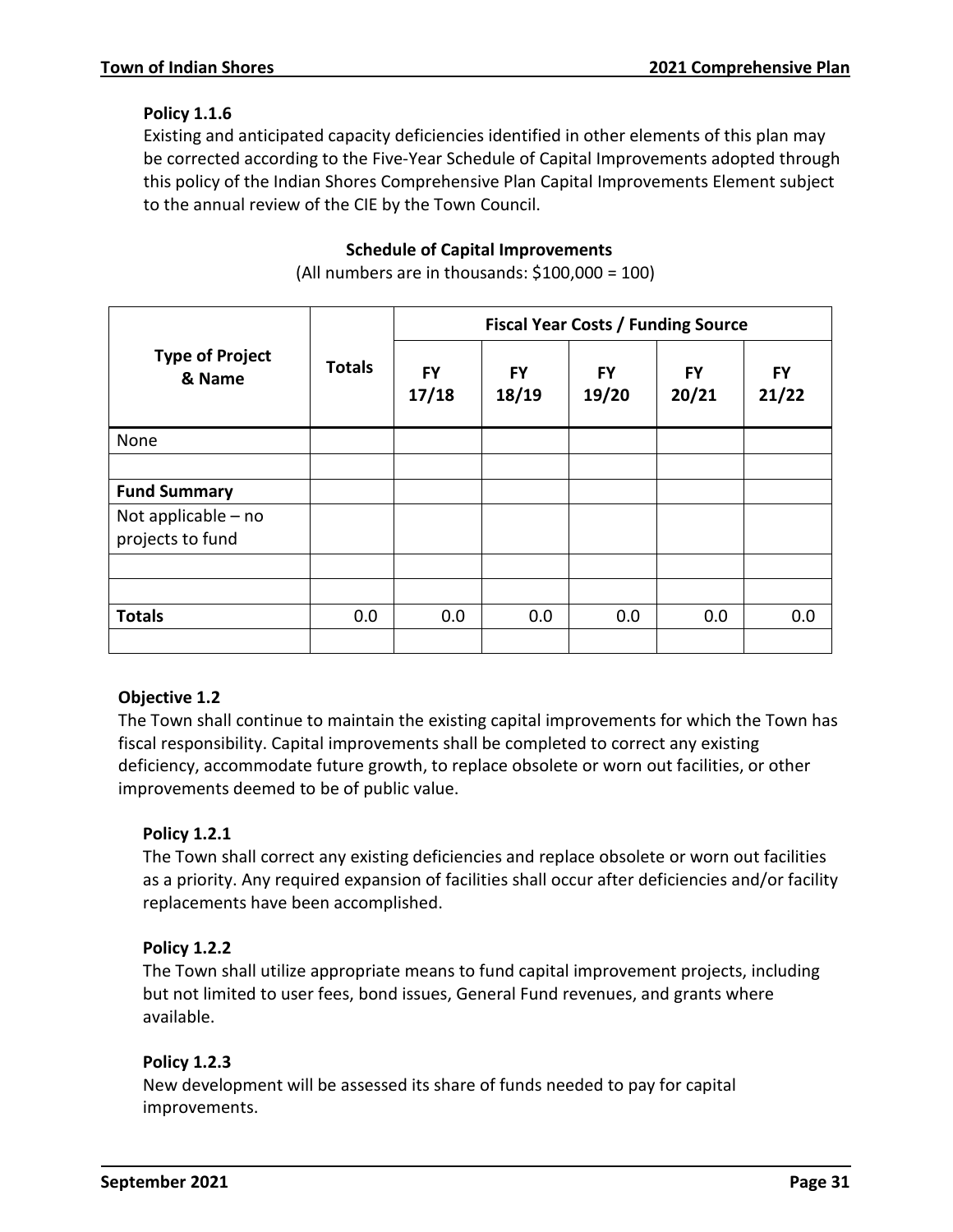#### Policy 1.1.6

Existing and anticipated capacity deficiencies identified in other elements of this plan may be corrected according to the Five-Year Schedule of Capital Improvements adopted through this policy of the Indian Shores Comprehensive Plan Capital Improvements Element subject to the annual review of the CIE by the Town Council.

**Schedule of Capital Improvements**

(All numbers are in thousands: $100,000 = 100)

| Type of Project & Name | Totals | Fiscal Year Costs / Funding Source | | | | |
|---|---|---|---|---|---|---|
| | | FY 17/18 | FY 18/19 | FY 19/20 | FY 20/21 | FY 21/22 |
| None | | | | | | |
| | | | | | | |
| **Fund Summary** | | | | | | |
| Not applicable – no projects to fund | | | | | | |
| | | | | | | |
| | | | | | | |
| **Totals** | 0.0 | 0.0 | 0.0 | 0.0 | 0.0 | 0.0 |
| | | | | | | |

### Objective 1.2

The Town shall continue to maintain the existing capital improvements for which the Town has fiscal responsibility. Capital improvements shall be completed to correct any existing deficiency, accommodate future growth, to replace obsolete or worn out facilities, or other improvements deemed to be of public value.

#### Policy 1.2.1

The Town shall correct any existing deficiencies and replace obsolete or worn out facilities as a priority. Any required expansion of facilities shall occur after deficiencies and/or facility replacements have been accomplished.

#### Policy 1.2.2

The Town shall utilize appropriate means to fund capital improvement projects, including but not limited to user fees, bond issues, General Fund revenues, and grants where available.

#### Policy 1.2.3

New development will be assessed its share of funds needed to pay for capital improvements.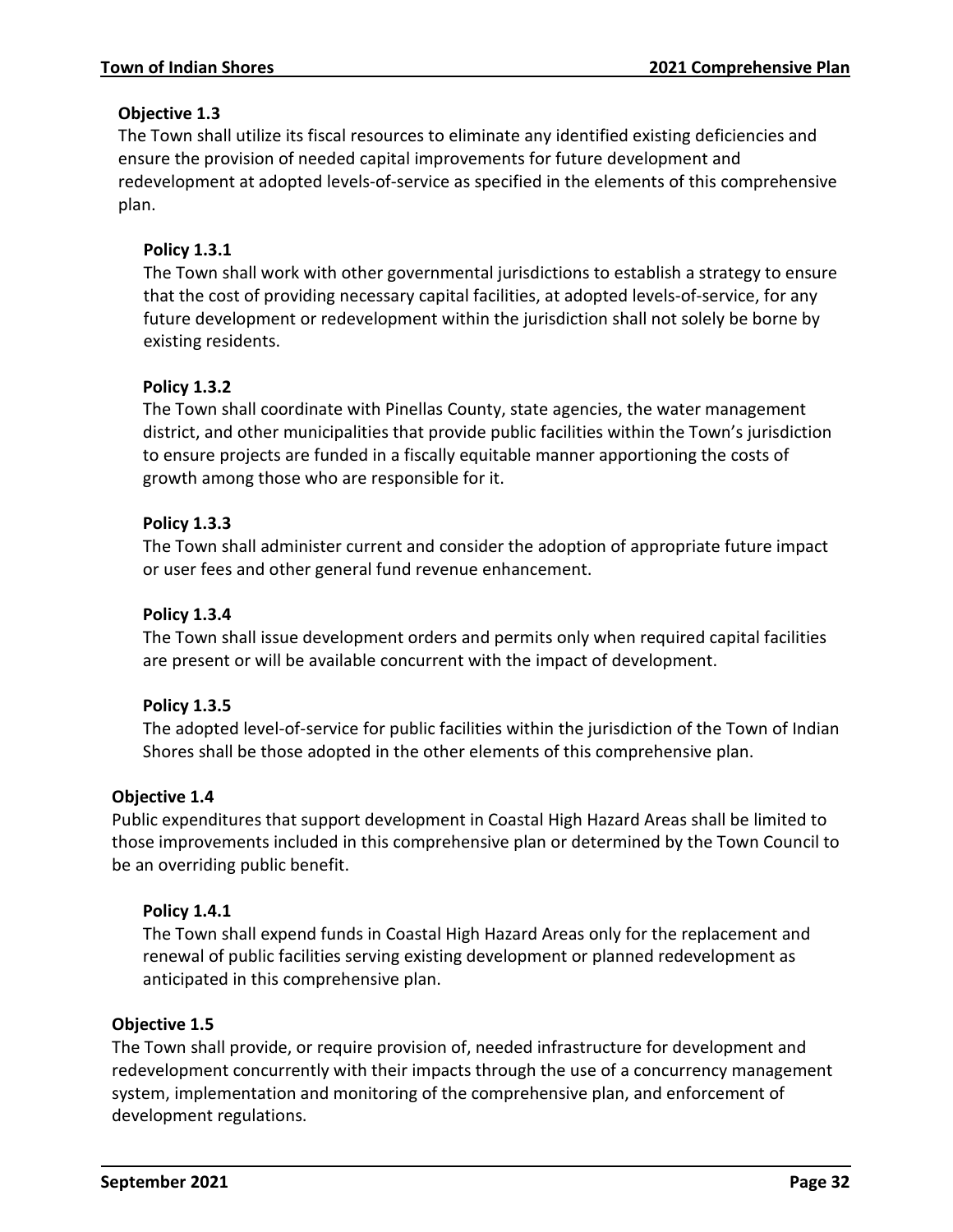**Objective 1.3**

The Town shall utilize its fiscal resources to eliminate any identified existing deficiencies and ensure the provision of needed capital improvements for future development and redevelopment at adopted levels-of-service as specified in the elements of this comprehensive plan.

**Policy 1.3.1**

The Town shall work with other governmental jurisdictions to establish a strategy to ensure that the cost of providing necessary capital facilities, at adopted levels-of-service, for any future development or redevelopment within the jurisdiction shall not solely be borne by existing residents.

**Policy 1.3.2**

The Town shall coordinate with Pinellas County, state agencies, the water management district, and other municipalities that provide public facilities within the Town's jurisdiction to ensure projects are funded in a fiscally equitable manner apportioning the costs of growth among those who are responsible for it.

**Policy 1.3.3**

The Town shall administer current and consider the adoption of appropriate future impact or user fees and other general fund revenue enhancement.

**Policy 1.3.4**

The Town shall issue development orders and permits only when required capital facilities are present or will be available concurrent with the impact of development.

**Policy 1.3.5**

The adopted level-of-service for public facilities within the jurisdiction of the Town of Indian Shores shall be those adopted in the other elements of this comprehensive plan.

**Objective 1.4**

Public expenditures that support development in Coastal High Hazard Areas shall be limited to those improvements included in this comprehensive plan or determined by the Town Council to be an overriding public benefit.

**Policy 1.4.1**

The Town shall expend funds in Coastal High Hazard Areas only for the replacement and renewal of public facilities serving existing development or planned redevelopment as anticipated in this comprehensive plan.

**Objective 1.5**

The Town shall provide, or require provision of, needed infrastructure for development and redevelopment concurrently with their impacts through the use of a concurrency management system, implementation and monitoring of the comprehensive plan, and enforcement of development regulations.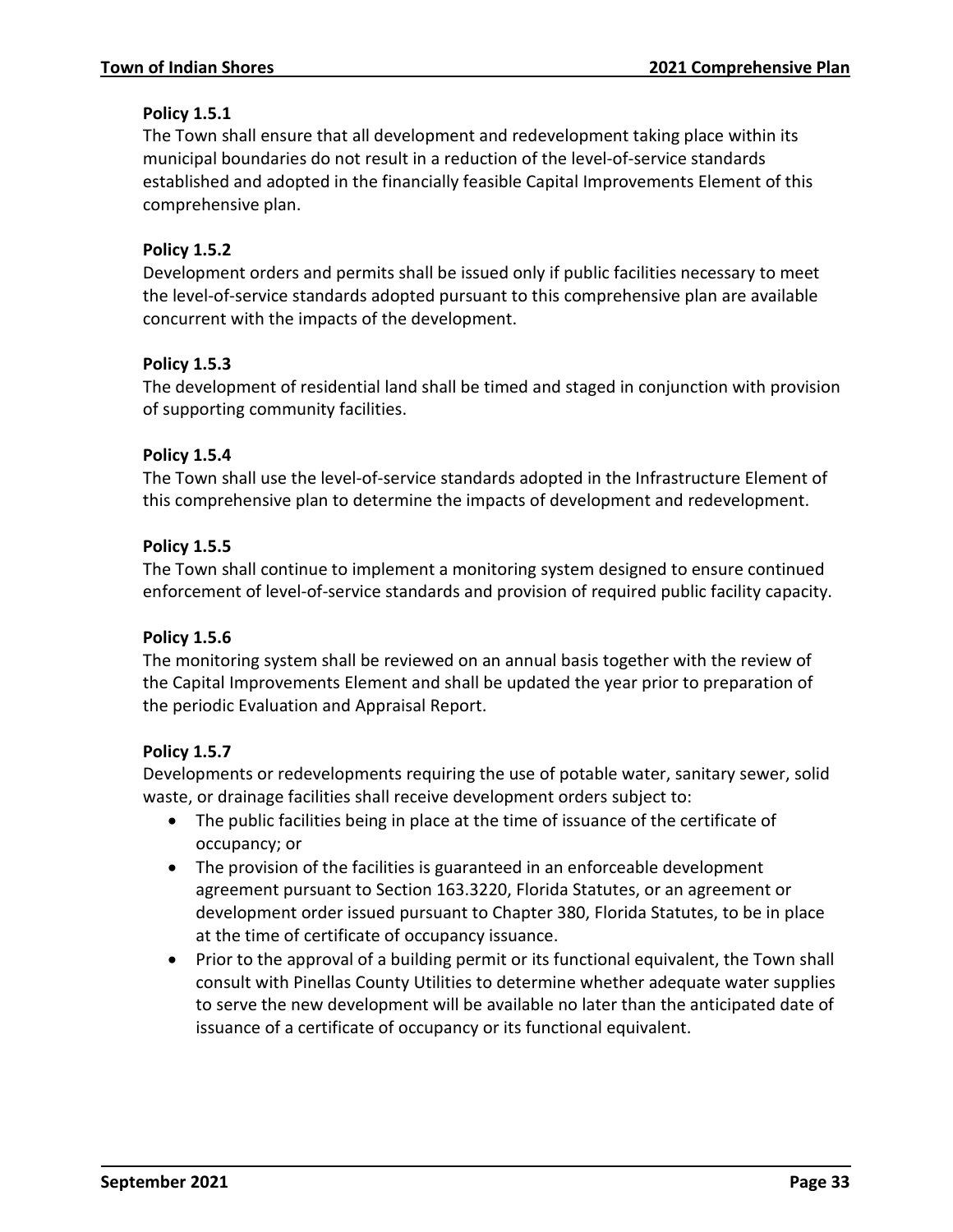**Policy 1.5.1**

The Town shall ensure that all development and redevelopment taking place within its municipal boundaries do not result in a reduction of the level-of-service standards established and adopted in the financially feasible Capital Improvements Element of this comprehensive plan.

**Policy 1.5.2**

Development orders and permits shall be issued only if public facilities necessary to meet the level-of-service standards adopted pursuant to this comprehensive plan are available concurrent with the impacts of the development.

**Policy 1.5.3**

The development of residential land shall be timed and staged in conjunction with provision of supporting community facilities.

**Policy 1.5.4**

The Town shall use the level-of-service standards adopted in the Infrastructure Element of this comprehensive plan to determine the impacts of development and redevelopment.

**Policy 1.5.5**

The Town shall continue to implement a monitoring system designed to ensure continued enforcement of level-of-service standards and provision of required public facility capacity.

**Policy 1.5.6**

The monitoring system shall be reviewed on an annual basis together with the review of the Capital Improvements Element and shall be updated the year prior to preparation of the periodic Evaluation and Appraisal Report.

**Policy 1.5.7**

Developments or redevelopments requiring the use of potable water, sanitary sewer, solid waste, or drainage facilities shall receive development orders subject to:

- The public facilities being in place at the time of issuance of the certificate of occupancy; or
- The provision of the facilities is guaranteed in an enforceable development agreement pursuant to Section 163.3220, Florida Statutes, or an agreement or development order issued pursuant to Chapter 380, Florida Statutes, to be in place at the time of certificate of occupancy issuance.
- Prior to the approval of a building permit or its functional equivalent, the Town shall consult with Pinellas County Utilities to determine whether adequate water supplies to serve the new development will be available no later than the anticipated date of issuance of a certificate of occupancy or its functional equivalent.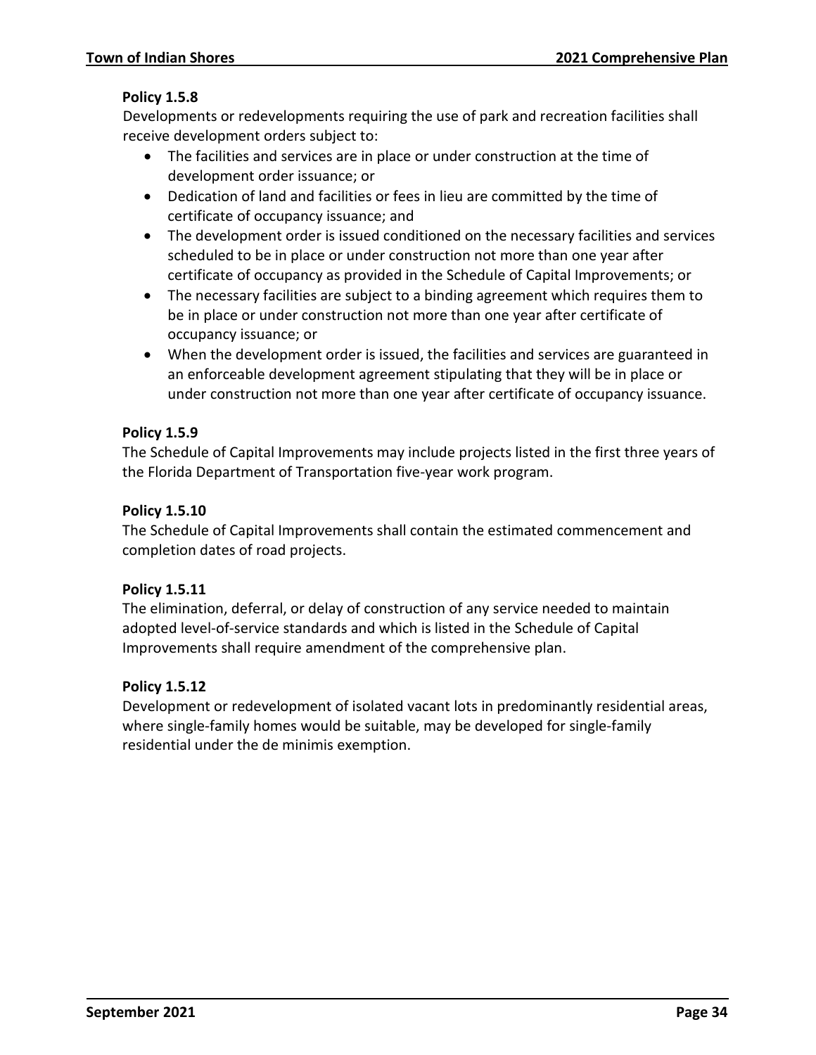**Policy 1.5.8**

Developments or redevelopments requiring the use of park and recreation facilities shall receive development orders subject to:

- The facilities and services are in place or under construction at the time of development order issuance; or
- Dedication of land and facilities or fees in lieu are committed by the time of certificate of occupancy issuance; and
- The development order is issued conditioned on the necessary facilities and services scheduled to be in place or under construction not more than one year after certificate of occupancy as provided in the Schedule of Capital Improvements; or
- The necessary facilities are subject to a binding agreement which requires them to be in place or under construction not more than one year after certificate of occupancy issuance; or
- When the development order is issued, the facilities and services are guaranteed in an enforceable development agreement stipulating that they will be in place or under construction not more than one year after certificate of occupancy issuance.

**Policy 1.5.9**

The Schedule of Capital Improvements may include projects listed in the first three years of the Florida Department of Transportation five-year work program.

**Policy 1.5.10**

The Schedule of Capital Improvements shall contain the estimated commencement and completion dates of road projects.

**Policy 1.5.11**

The elimination, deferral, or delay of construction of any service needed to maintain adopted level-of-service standards and which is listed in the Schedule of Capital Improvements shall require amendment of the comprehensive plan.

**Policy 1.5.12**

Development or redevelopment of isolated vacant lots in predominantly residential areas, where single-family homes would be suitable, may be developed for single-family residential under the de minimis exemption.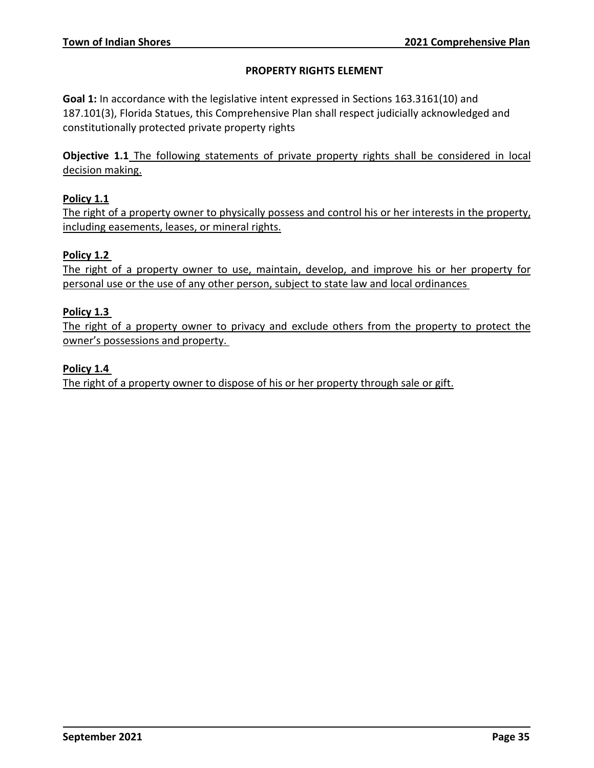## PROPERTY RIGHTS ELEMENT

**Goal 1:** In accordance with the legislative intent expressed in Sections 163.3161(10) and 187.101(3), Florida Statues, this Comprehensive Plan shall respect judicially acknowledged and constitutionally protected private property rights

**Objective 1.1** The following statements of private property rights shall be considered in local decision making.

**Policy 1.1**

The right of a property owner to physically possess and control his or her interests in the property, including easements, leases, or mineral rights.

**Policy 1.2**

The right of a property owner to use, maintain, develop, and improve his or her property for personal use or the use of any other person, subject to state law and local ordinances

**Policy 1.3**

The right of a property owner to privacy and exclude others from the property to protect the owner's possessions and property.

**Policy 1.4**

The right of a property owner to dispose of his or her property through sale or gift.